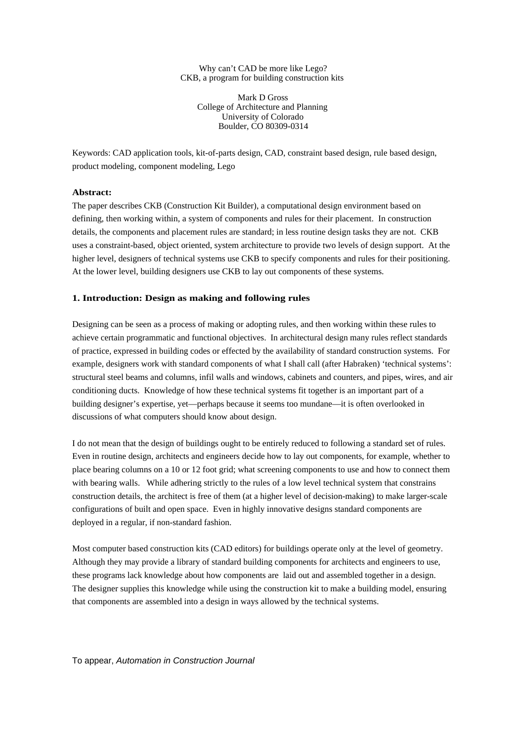# Why can't CAD be more like Lego?
## CKB, a program for building construction kits

Mark D Gross
College of Architecture and Planning
University of Colorado
Boulder, CO 80309-0314

Keywords: CAD application tools, kit-of-parts design, CAD, constraint based design, rule based design, product modeling, component modeling, Lego

**Abstract:**
The paper describes CKB (Construction Kit Builder), a computational design environment based on defining, then working within, a system of components and rules for their placement. In construction details, the components and placement rules are standard; in less routine design tasks they are not. CKB uses a constraint-based, object oriented, system architecture to provide two levels of design support. At the higher level, designers of technical systems use CKB to specify components and rules for their positioning. At the lower level, building designers use CKB to lay out components of these systems.

## 1. Introduction: Design as making and following rules

Designing can be seen as a process of making or adopting rules, and then working within these rules to achieve certain programmatic and functional objectives. In architectural design many rules reflect standards of practice, expressed in building codes or effected by the availability of standard construction systems. For example, designers work with standard components of what I shall call (after Habraken) 'technical systems': structural steel beams and columns, infil walls and windows, cabinets and counters, and pipes, wires, and air conditioning ducts. Knowledge of how these technical systems fit together is an important part of a building designer's expertise, yet—perhaps because it seems too mundane—it is often overlooked in discussions of what computers should know about design.

I do not mean that the design of buildings ought to be entirely reduced to following a standard set of rules. Even in routine design, architects and engineers decide how to lay out components, for example, whether to place bearing columns on a 10 or 12 foot grid; what screening components to use and how to connect them with bearing walls. While adhering strictly to the rules of a low level technical system that constrains construction details, the architect is free of them (at a higher level of decision-making) to make larger-scale configurations of built and open space. Even in highly innovative designs standard components are deployed in a regular, if non-standard fashion.

Most computer based construction kits (CAD editors) for buildings operate only at the level of geometry. Although they may provide a library of standard building components for architects and engineers to use, these programs lack knowledge about how components are laid out and assembled together in a design. The designer supplies this knowledge while using the construction kit to make a building model, ensuring that components are assembled into a design in ways allowed by the technical systems.

To appear, *Automation in Construction Journal*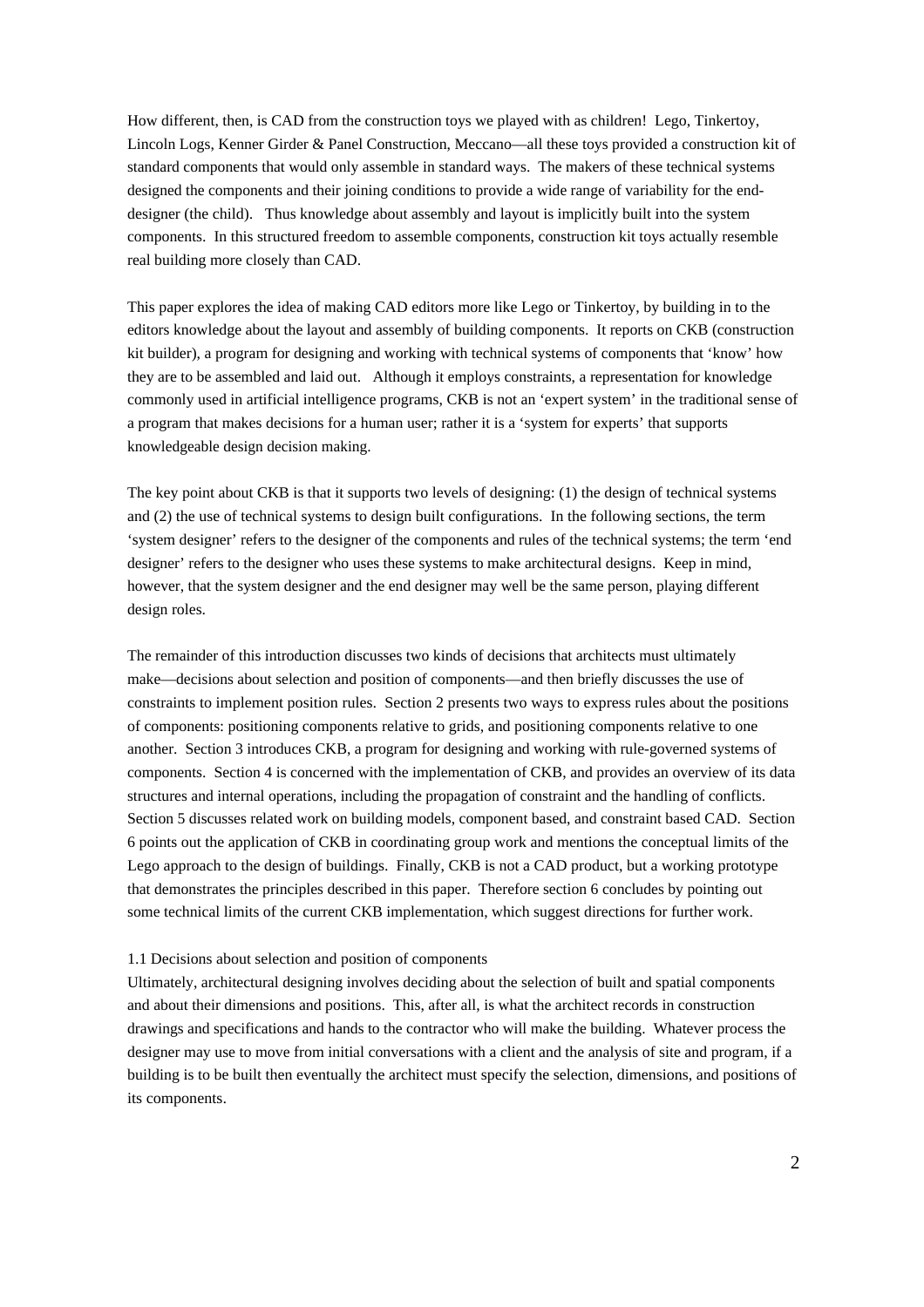How different, then, is CAD from the construction toys we played with as children! Lego, Tinkertoy, Lincoln Logs, Kenner Girder & Panel Construction, Meccano—all these toys provided a construction kit of standard components that would only assemble in standard ways. The makers of these technical systems designed the components and their joining conditions to provide a wide range of variability for the end-designer (the child). Thus knowledge about assembly and layout is implicitly built into the system components. In this structured freedom to assemble components, construction kit toys actually resemble real building more closely than CAD.

This paper explores the idea of making CAD editors more like Lego or Tinkertoy, by building in to the editors knowledge about the layout and assembly of building components. It reports on CKB (construction kit builder), a program for designing and working with technical systems of components that 'know' how they are to be assembled and laid out. Although it employs constraints, a representation for knowledge commonly used in artificial intelligence programs, CKB is not an 'expert system' in the traditional sense of a program that makes decisions for a human user; rather it is a 'system for experts' that supports knowledgeable design decision making.

The key point about CKB is that it supports two levels of designing: (1) the design of technical systems and (2) the use of technical systems to design built configurations. In the following sections, the term 'system designer' refers to the designer of the components and rules of the technical systems; the term 'end designer' refers to the designer who uses these systems to make architectural designs. Keep in mind, however, that the system designer and the end designer may well be the same person, playing different design roles.

The remainder of this introduction discusses two kinds of decisions that architects must ultimately make—decisions about selection and position of components—and then briefly discusses the use of constraints to implement position rules. Section 2 presents two ways to express rules about the positions of components: positioning components relative to grids, and positioning components relative to one another. Section 3 introduces CKB, a program for designing and working with rule-governed systems of components. Section 4 is concerned with the implementation of CKB, and provides an overview of its data structures and internal operations, including the propagation of constraint and the handling of conflicts. Section 5 discusses related work on building models, component based, and constraint based CAD. Section 6 points out the application of CKB in coordinating group work and mentions the conceptual limits of the Lego approach to the design of buildings. Finally, CKB is not a CAD product, but a working prototype that demonstrates the principles described in this paper. Therefore section 6 concludes by pointing out some technical limits of the current CKB implementation, which suggest directions for further work.

### 1.1 Decisions about selection and position of components

Ultimately, architectural designing involves deciding about the selection of built and spatial components and about their dimensions and positions. This, after all, is what the architect records in construction drawings and specifications and hands to the contractor who will make the building. Whatever process the designer may use to move from initial conversations with a client and the analysis of site and program, if a building is to be built then eventually the architect must specify the selection, dimensions, and positions of its components.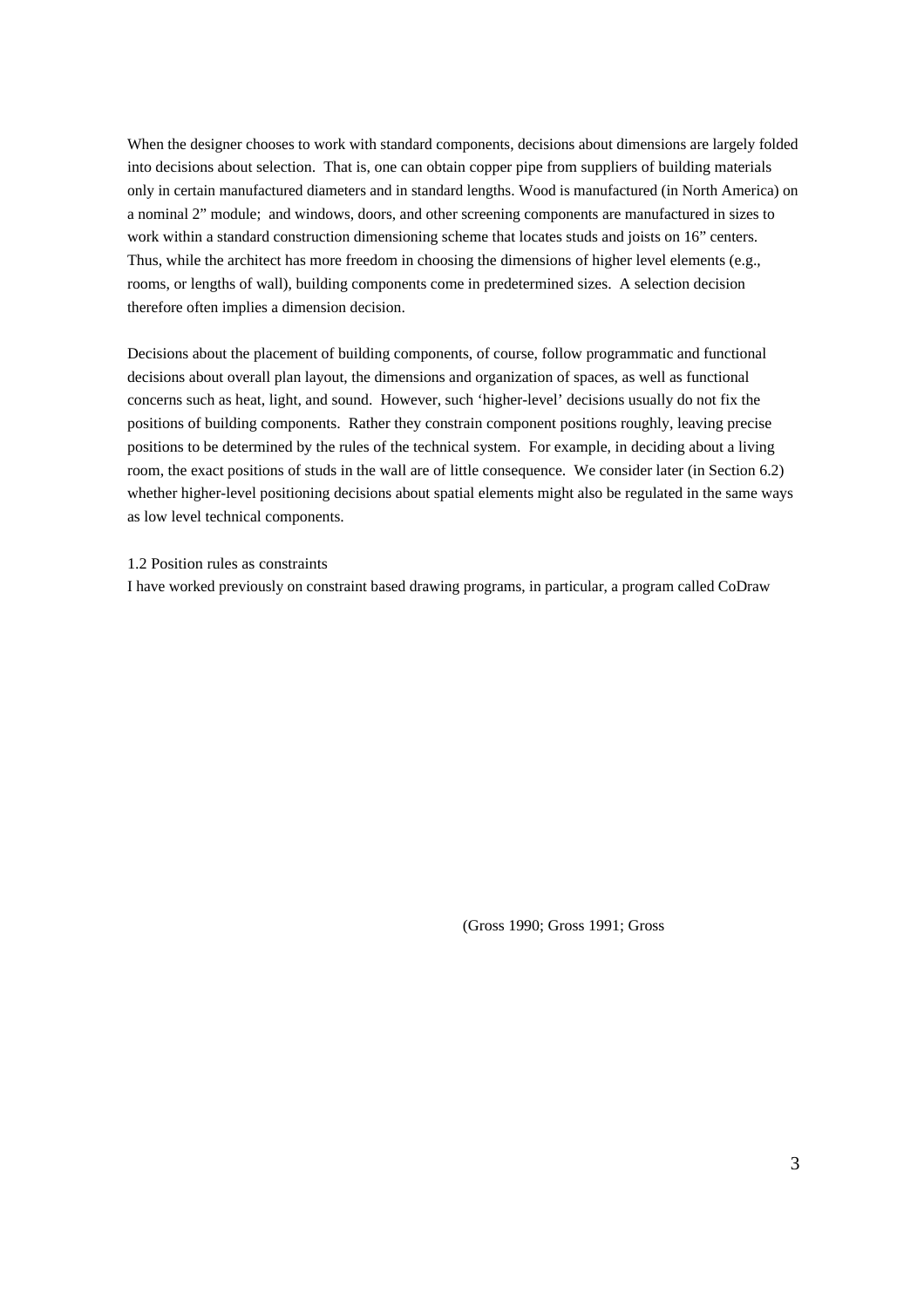When the designer chooses to work with standard components, decisions about dimensions are largely folded into decisions about selection. That is, one can obtain copper pipe from suppliers of building materials only in certain manufactured diameters and in standard lengths. Wood is manufactured (in North America) on a nominal 2" module; and windows, doors, and other screening components are manufactured in sizes to work within a standard construction dimensioning scheme that locates studs and joists on 16" centers. Thus, while the architect has more freedom in choosing the dimensions of higher level elements (e.g., rooms, or lengths of wall), building components come in predetermined sizes. A selection decision therefore often implies a dimension decision.

Decisions about the placement of building components, of course, follow programmatic and functional decisions about overall plan layout, the dimensions and organization of spaces, as well as functional concerns such as heat, light, and sound. However, such 'higher-level' decisions usually do not fix the positions of building components. Rather they constrain component positions roughly, leaving precise positions to be determined by the rules of the technical system. For example, in deciding about a living room, the exact positions of studs in the wall are of little consequence. We consider later (in Section 6.2) whether higher-level positioning decisions about spatial elements might also be regulated in the same ways as low level technical components.

### 1.2 Position rules as constraints

I have worked previously on constraint based drawing programs, in particular, a program called CoDraw

(Gross 1990; Gross 1991; Gross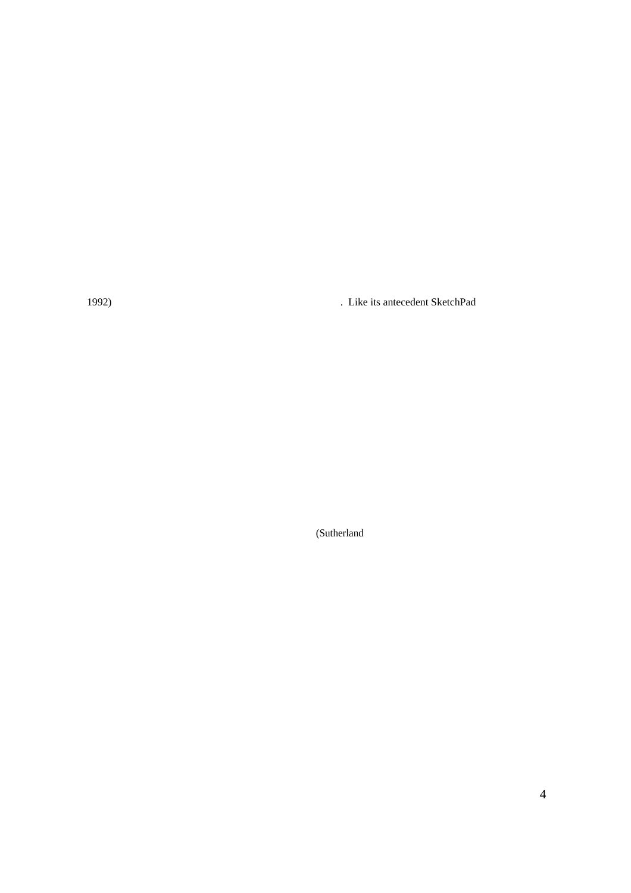1992) . Like its antecedent SketchPad

(Sutherland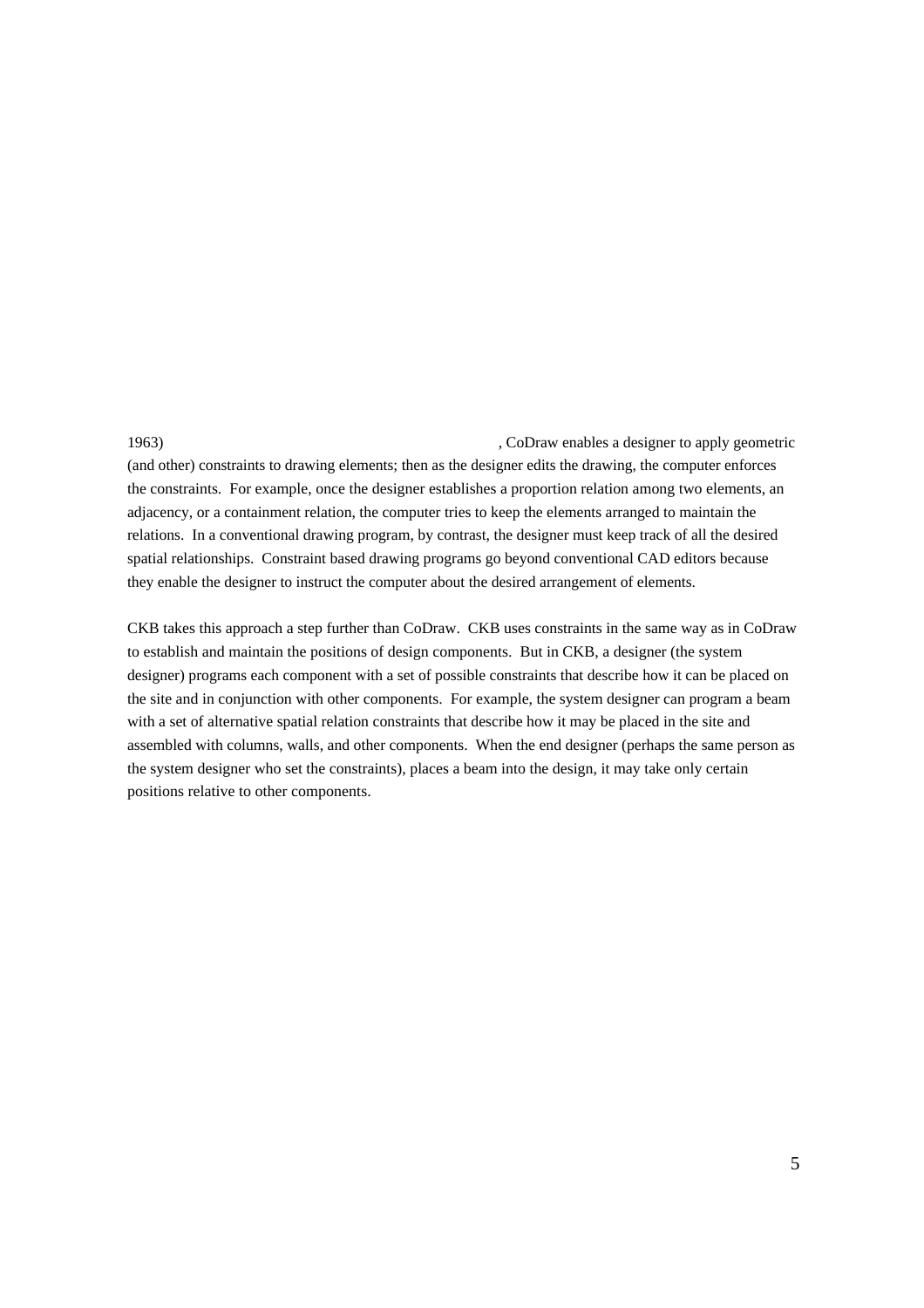1963) , CoDraw enables a designer to apply geometric (and other) constraints to drawing elements; then as the designer edits the drawing, the computer enforces the constraints. For example, once the designer establishes a proportion relation among two elements, an adjacency, or a containment relation, the computer tries to keep the elements arranged to maintain the relations. In a conventional drawing program, by contrast, the designer must keep track of all the desired spatial relationships. Constraint based drawing programs go beyond conventional CAD editors because they enable the designer to instruct the computer about the desired arrangement of elements.

CKB takes this approach a step further than CoDraw. CKB uses constraints in the same way as in CoDraw to establish and maintain the positions of design components. But in CKB, a designer (the system designer) programs each component with a set of possible constraints that describe how it can be placed on the site and in conjunction with other components. For example, the system designer can program a beam with a set of alternative spatial relation constraints that describe how it may be placed in the site and assembled with columns, walls, and other components. When the end designer (perhaps the same person as the system designer who set the constraints), places a beam into the design, it may take only certain positions relative to other components.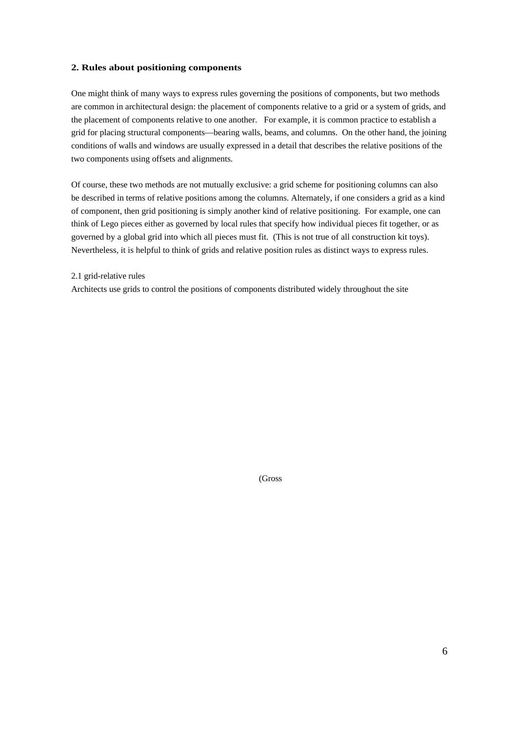## 2. Rules about positioning components

One might think of many ways to express rules governing the positions of components, but two methods are common in architectural design: the placement of components relative to a grid or a system of grids, and the placement of components relative to one another. For example, it is common practice to establish a grid for placing structural components—bearing walls, beams, and columns. On the other hand, the joining conditions of walls and windows are usually expressed in a detail that describes the relative positions of the two components using offsets and alignments.

Of course, these two methods are not mutually exclusive: a grid scheme for positioning columns can also be described in terms of relative positions among the columns. Alternately, if one considers a grid as a kind of component, then grid positioning is simply another kind of relative positioning. For example, one can think of Lego pieces either as governed by local rules that specify how individual pieces fit together, or as governed by a global grid into which all pieces must fit. (This is not true of all construction kit toys). Nevertheless, it is helpful to think of grids and relative position rules as distinct ways to express rules.

2.1 grid-relative rules

Architects use grids to control the positions of components distributed widely throughout the site

(Gross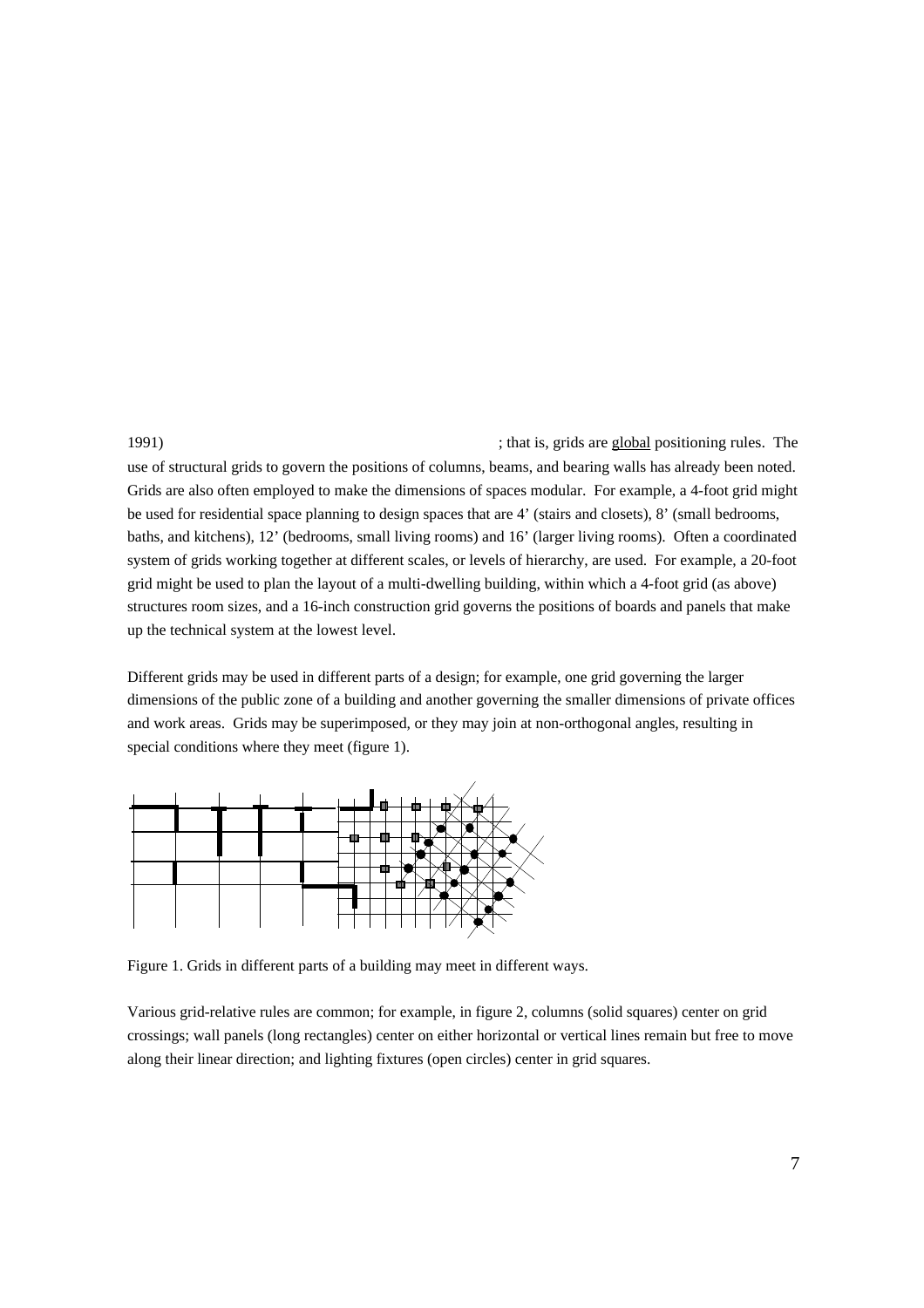1991) ; that is, grids are global positioning rules. The use of structural grids to govern the positions of columns, beams, and bearing walls has already been noted. Grids are also often employed to make the dimensions of spaces modular. For example, a 4-foot grid might be used for residential space planning to design spaces that are 4' (stairs and closets), 8' (small bedrooms, baths, and kitchens), 12' (bedrooms, small living rooms) and 16' (larger living rooms). Often a coordinated system of grids working together at different scales, or levels of hierarchy, are used. For example, a 20-foot grid might be used to plan the layout of a multi-dwelling building, within which a 4-foot grid (as above) structures room sizes, and a 16-inch construction grid governs the positions of boards and panels that make up the technical system at the lowest level.

Different grids may be used in different parts of a design; for example, one grid governing the larger dimensions of the public zone of a building and another governing the smaller dimensions of private offices and work areas. Grids may be superimposed, or they may join at non-orthogonal angles, resulting in special conditions where they meet (figure 1).

Figure 1. Grids in different parts of a building may meet in different ways.

Various grid-relative rules are common; for example, in figure 2, columns (solid squares) center on grid crossings; wall panels (long rectangles) center on either horizontal or vertical lines remain but free to move along their linear direction; and lighting fixtures (open circles) center in grid squares.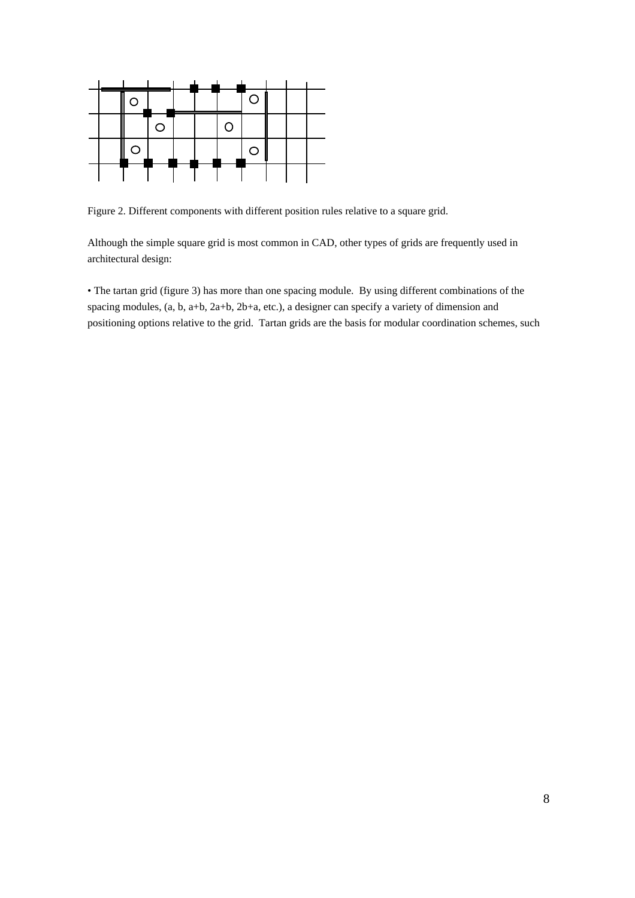Figure 2. Different components with different position rules relative to a square grid.

Although the simple square grid is most common in CAD, other types of grids are frequently used in architectural design:

• The tartan grid (figure 3) has more than one spacing module. By using different combinations of the spacing modules, (a, b, a+b, 2a+b, 2b+a, etc.), a designer can specify a variety of dimension and positioning options relative to the grid. Tartan grids are the basis for modular coordination schemes, such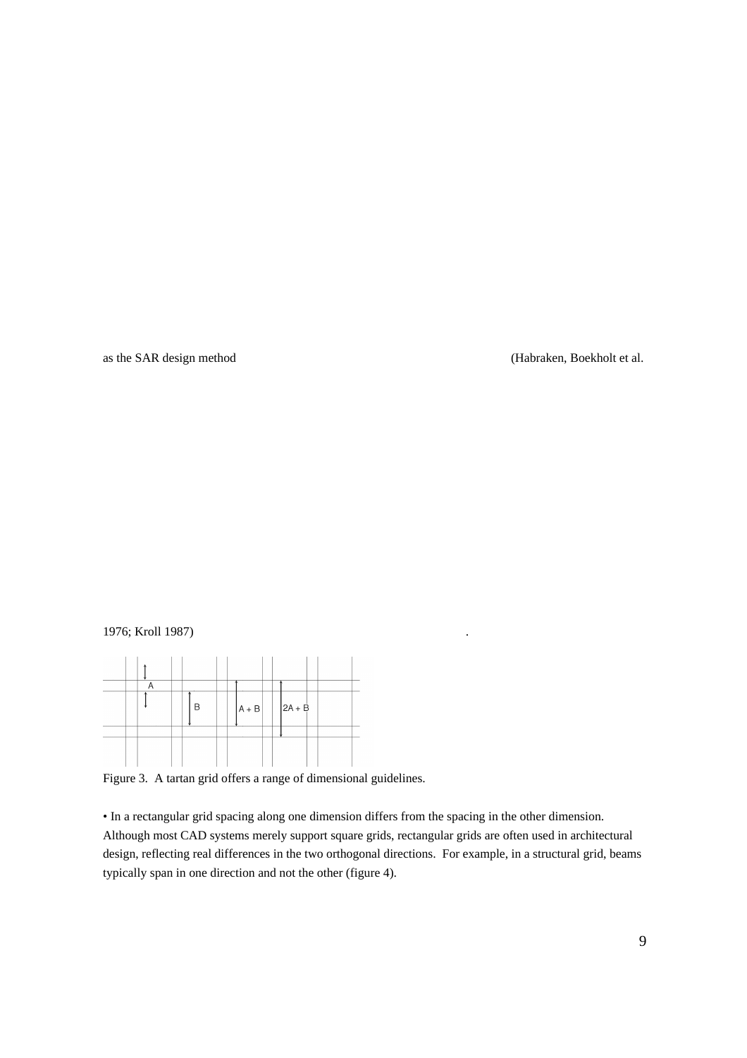as the SAR design method (Habraken, Boekholt et al.

1976; Kroll 1987) .

Figure 3. A tartan grid offers a range of dimensional guidelines.

• In a rectangular grid spacing along one dimension differs from the spacing in the other dimension. Although most CAD systems merely support square grids, rectangular grids are often used in architectural design, reflecting real differences in the two orthogonal directions. For example, in a structural grid, beams typically span in one direction and not the other (figure 4).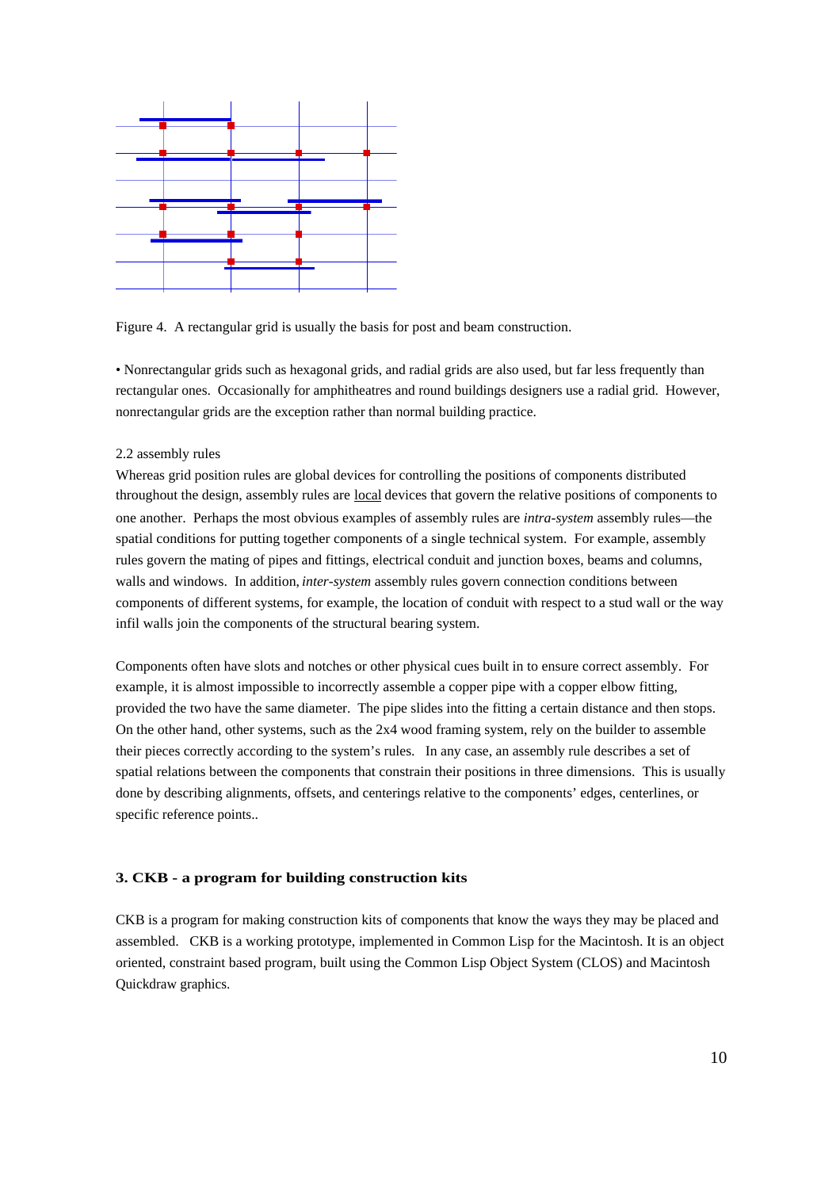Figure 4. A rectangular grid is usually the basis for post and beam construction.

• Nonrectangular grids such as hexagonal grids, and radial grids are also used, but far less frequently than rectangular ones. Occasionally for amphitheatres and round buildings designers use a radial grid. However, nonrectangular grids are the exception rather than normal building practice.

2.2 assembly rules

Whereas grid position rules are global devices for controlling the positions of components distributed throughout the design, assembly rules are local devices that govern the relative positions of components to one another. Perhaps the most obvious examples of assembly rules are *intra-system* assembly rules—the spatial conditions for putting together components of a single technical system. For example, assembly rules govern the mating of pipes and fittings, electrical conduit and junction boxes, beams and columns, walls and windows. In addition, *inter-system* assembly rules govern connection conditions between components of different systems, for example, the location of conduit with respect to a stud wall or the way infil walls join the components of the structural bearing system.

Components often have slots and notches or other physical cues built in to ensure correct assembly. For example, it is almost impossible to incorrectly assemble a copper pipe with a copper elbow fitting, provided the two have the same diameter. The pipe slides into the fitting a certain distance and then stops. On the other hand, other systems, such as the 2x4 wood framing system, rely on the builder to assemble their pieces correctly according to the system's rules. In any case, an assembly rule describes a set of spatial relations between the components that constrain their positions in three dimensions. This is usually done by describing alignments, offsets, and centerings relative to the components' edges, centerlines, or specific reference points..

## 3. CKB - a program for building construction kits

CKB is a program for making construction kits of components that know the ways they may be placed and assembled. CKB is a working prototype, implemented in Common Lisp for the Macintosh. It is an object oriented, constraint based program, built using the Common Lisp Object System (CLOS) and Macintosh Quickdraw graphics.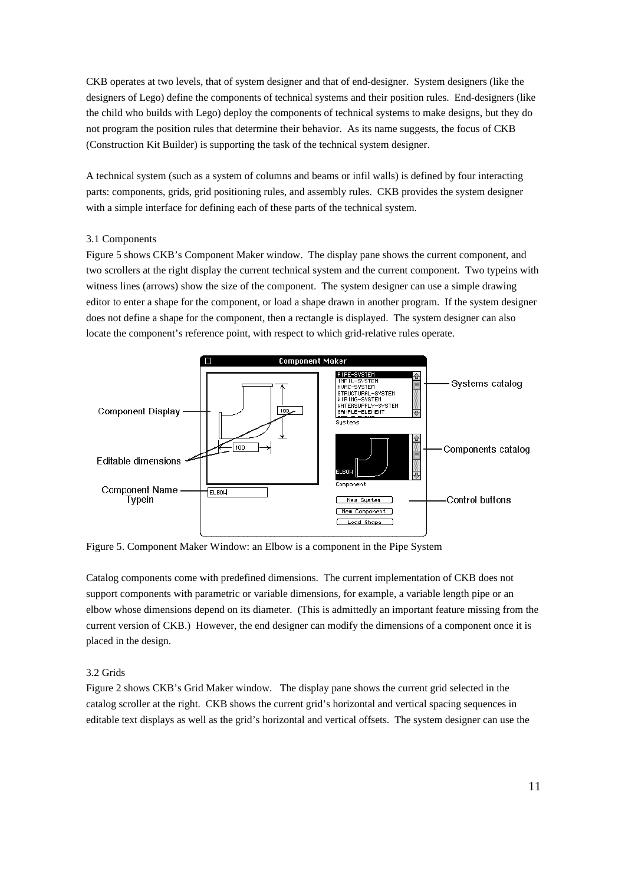CKB operates at two levels, that of system designer and that of end-designer. System designers (like the designers of Lego) define the components of technical systems and their position rules. End-designers (like the child who builds with Lego) deploy the components of technical systems to make designs, but they do not program the position rules that determine their behavior. As its name suggests, the focus of CKB (Construction Kit Builder) is supporting the task of the technical system designer.

A technical system (such as a system of columns and beams or infil walls) is defined by four interacting parts: components, grids, grid positioning rules, and assembly rules. CKB provides the system designer with a simple interface for defining each of these parts of the technical system.

### 3.1 Components

Figure 5 shows CKB's Component Maker window. The display pane shows the current component, and two scrollers at the right display the current technical system and the current component. Two typeins with witness lines (arrows) show the size of the component. The system designer can use a simple drawing editor to enter a shape for the component, or load a shape drawn in another program. If the system designer does not define a shape for the component, then a rectangle is displayed. The system designer can also locate the component's reference point, with respect to which grid-relative rules operate.

Figure 5. Component Maker Window: an Elbow is a component in the Pipe System

Catalog components come with predefined dimensions. The current implementation of CKB does not support components with parametric or variable dimensions, for example, a variable length pipe or an elbow whose dimensions depend on its diameter. (This is admittedly an important feature missing from the current version of CKB.) However, the end designer can modify the dimensions of a component once it is placed in the design.

### 3.2 Grids

Figure 2 shows CKB's Grid Maker window. The display pane shows the current grid selected in the catalog scroller at the right. CKB shows the current grid's horizontal and vertical spacing sequences in editable text displays as well as the grid's horizontal and vertical offsets. The system designer can use the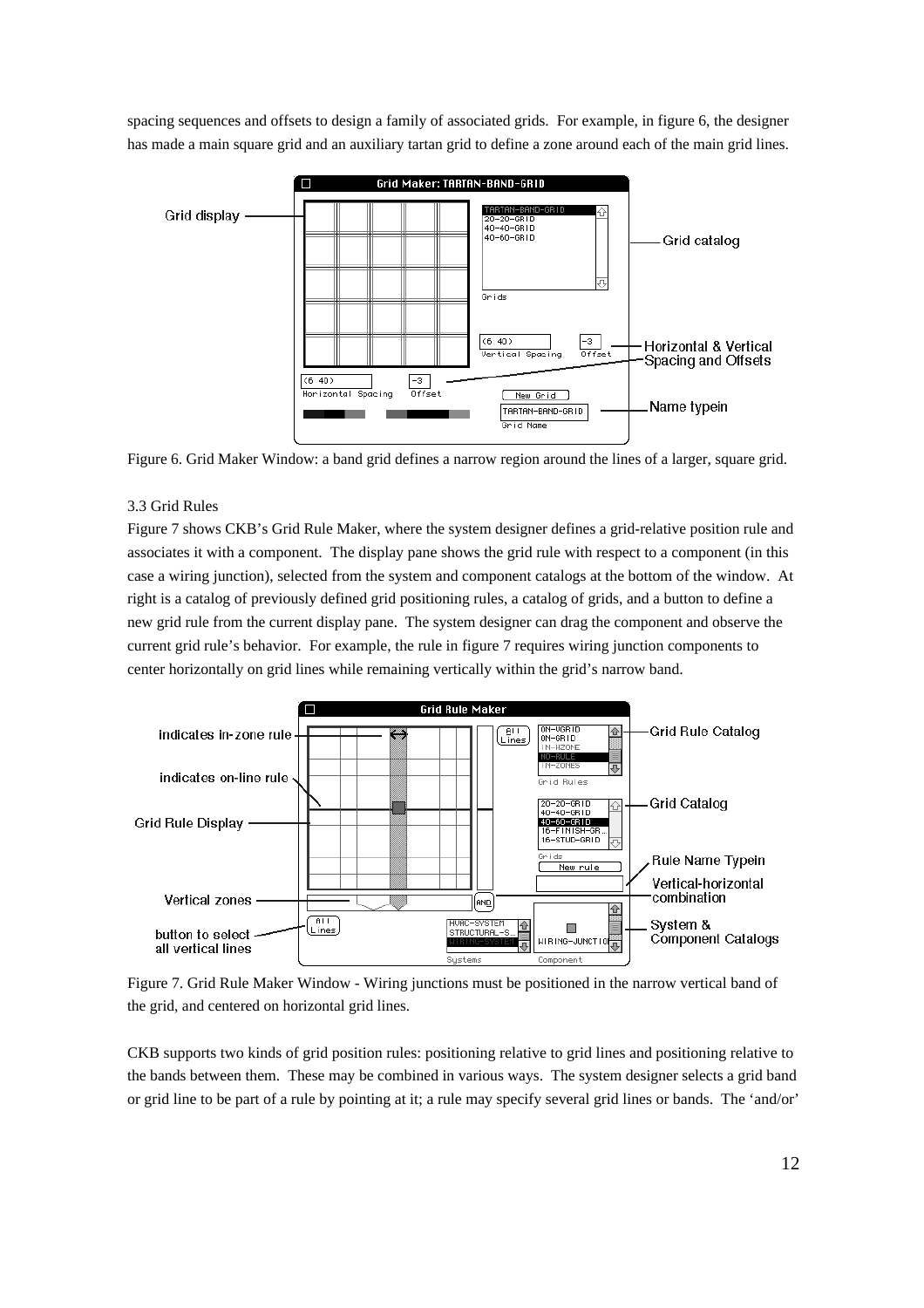spacing sequences and offsets to design a family of associated grids. For example, in figure 6, the designer has made a main square grid and an auxiliary tartan grid to define a zone around each of the main grid lines.

Figure 6. Grid Maker Window: a band grid defines a narrow region around the lines of a larger, square grid.

3.3 Grid Rules

Figure 7 shows CKB's Grid Rule Maker, where the system designer defines a grid-relative position rule and associates it with a component. The display pane shows the grid rule with respect to a component (in this case a wiring junction), selected from the system and component catalogs at the bottom of the window. At right is a catalog of previously defined grid positioning rules, a catalog of grids, and a button to define a new grid rule from the current display pane. The system designer can drag the component and observe the current grid rule's behavior. For example, the rule in figure 7 requires wiring junction components to center horizontally on grid lines while remaining vertically within the grid's narrow band.

Figure 7. Grid Rule Maker Window - Wiring junctions must be positioned in the narrow vertical band of the grid, and centered on horizontal grid lines.

CKB supports two kinds of grid position rules: positioning relative to grid lines and positioning relative to the bands between them. These may be combined in various ways. The system designer selects a grid band or grid line to be part of a rule by pointing at it; a rule may specify several grid lines or bands. The 'and/or'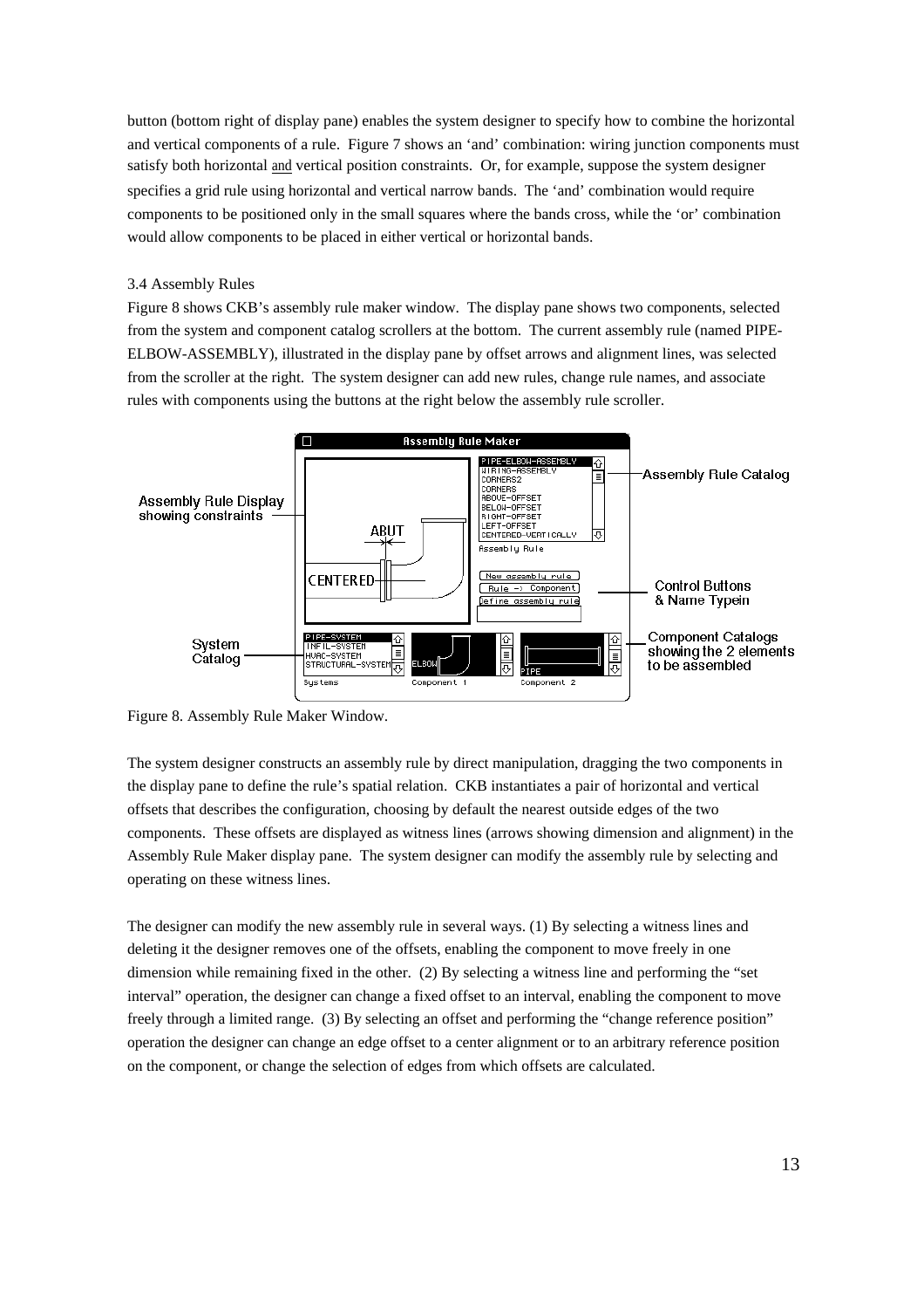button (bottom right of display pane) enables the system designer to specify how to combine the horizontal and vertical components of a rule. Figure 7 shows an 'and' combination: wiring junction components must satisfy both horizontal and vertical position constraints. Or, for example, suppose the system designer specifies a grid rule using horizontal and vertical narrow bands. The 'and' combination would require components to be positioned only in the small squares where the bands cross, while the 'or' combination would allow components to be placed in either vertical or horizontal bands.

### 3.4 Assembly Rules

Figure 8 shows CKB's assembly rule maker window. The display pane shows two components, selected from the system and component catalog scrollers at the bottom. The current assembly rule (named PIPE-ELBOW-ASSEMBLY), illustrated in the display pane by offset arrows and alignment lines, was selected from the scroller at the right. The system designer can add new rules, change rule names, and associate rules with components using the buttons at the right below the assembly rule scroller.

Figure 8. Assembly Rule Maker Window.

The system designer constructs an assembly rule by direct manipulation, dragging the two components in the display pane to define the rule's spatial relation. CKB instantiates a pair of horizontal and vertical offsets that describes the configuration, choosing by default the nearest outside edges of the two components. These offsets are displayed as witness lines (arrows showing dimension and alignment) in the Assembly Rule Maker display pane. The system designer can modify the assembly rule by selecting and operating on these witness lines.

The designer can modify the new assembly rule in several ways. (1) By selecting a witness lines and deleting it the designer removes one of the offsets, enabling the component to move freely in one dimension while remaining fixed in the other. (2) By selecting a witness line and performing the "set interval" operation, the designer can change a fixed offset to an interval, enabling the component to move freely through a limited range. (3) By selecting an offset and performing the "change reference position" operation the designer can change an edge offset to a center alignment or to an arbitrary reference position on the component, or change the selection of edges from which offsets are calculated.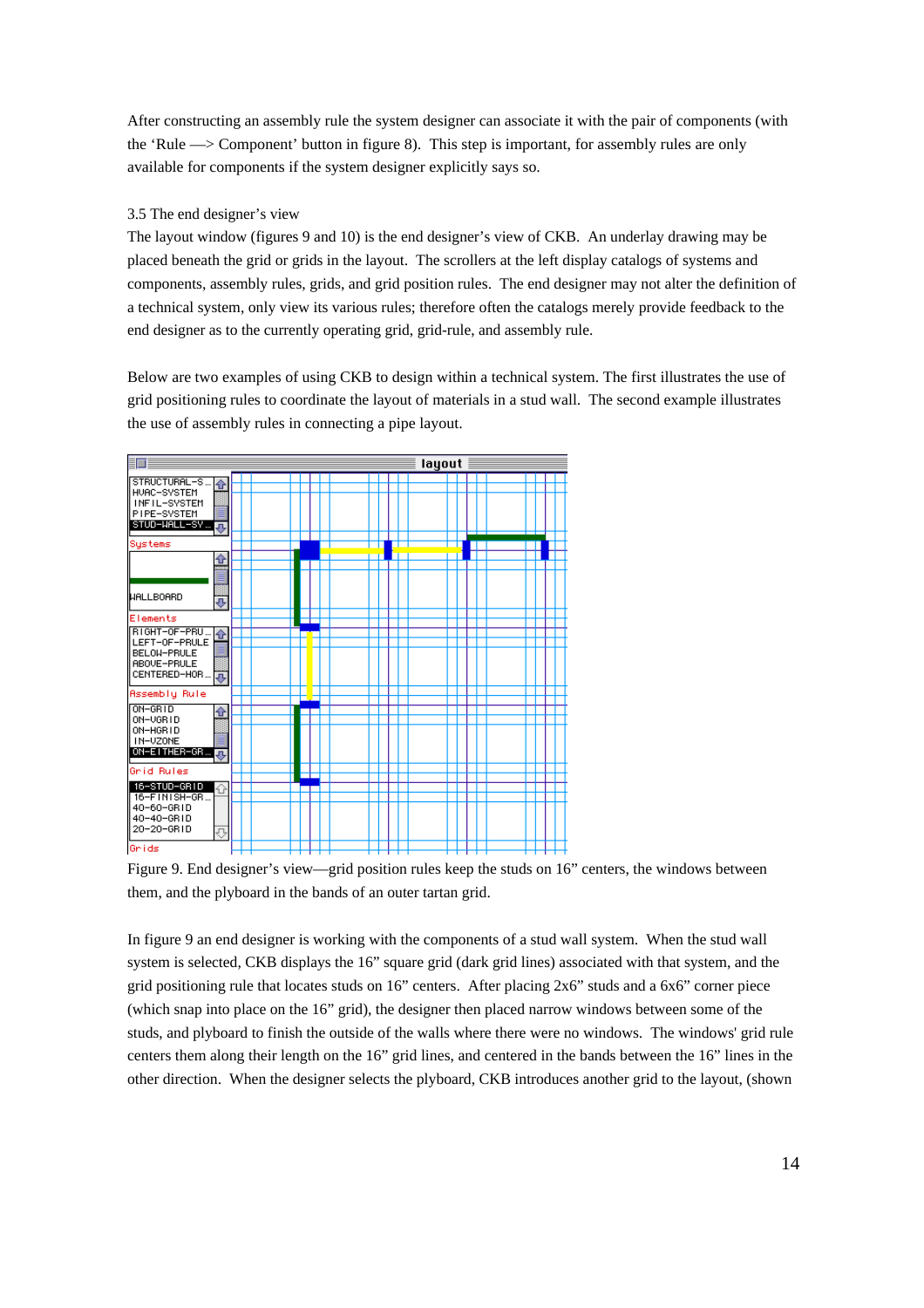After constructing an assembly rule the system designer can associate it with the pair of components (with the 'Rule —> Component' button in figure 8). This step is important, for assembly rules are only available for components if the system designer explicitly says so.

3.5 The end designer's view

The layout window (figures 9 and 10) is the end designer's view of CKB. An underlay drawing may be placed beneath the grid or grids in the layout. The scrollers at the left display catalogs of systems and components, assembly rules, grids, and grid position rules. The end designer may not alter the definition of a technical system, only view its various rules; therefore often the catalogs merely provide feedback to the end designer as to the currently operating grid, grid-rule, and assembly rule.

Below are two examples of using CKB to design within a technical system. The first illustrates the use of grid positioning rules to coordinate the layout of materials in a stud wall. The second example illustrates the use of assembly rules in connecting a pipe layout.

Figure 9. End designer's view—grid position rules keep the studs on 16" centers, the windows between them, and the plyboard in the bands of an outer tartan grid.

In figure 9 an end designer is working with the components of a stud wall system. When the stud wall system is selected, CKB displays the 16" square grid (dark grid lines) associated with that system, and the grid positioning rule that locates studs on 16" centers. After placing 2x6" studs and a 6x6" corner piece (which snap into place on the 16" grid), the designer then placed narrow windows between some of the studs, and plyboard to finish the outside of the walls where there were no windows. The windows' grid rule centers them along their length on the 16" grid lines, and centered in the bands between the 16" lines in the other direction. When the designer selects the plyboard, CKB introduces another grid to the layout, (shown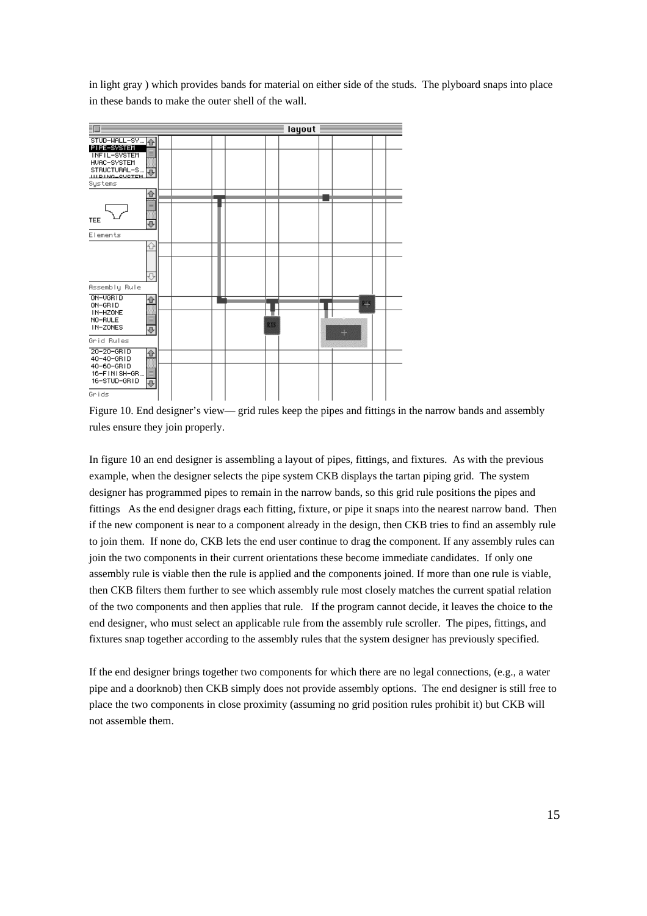in light gray ) which provides bands for material on either side of the studs. The plyboard snaps into place in these bands to make the outer shell of the wall.

Figure 10. End designer's view— grid rules keep the pipes and fittings in the narrow bands and assembly rules ensure they join properly.

In figure 10 an end designer is assembling a layout of pipes, fittings, and fixtures. As with the previous example, when the designer selects the pipe system CKB displays the tartan piping grid. The system designer has programmed pipes to remain in the narrow bands, so this grid rule positions the pipes and fittings As the end designer drags each fitting, fixture, or pipe it snaps into the nearest narrow band. Then if the new component is near to a component already in the design, then CKB tries to find an assembly rule to join them. If none do, CKB lets the end user continue to drag the component. If any assembly rules can join the two components in their current orientations these become immediate candidates. If only one assembly rule is viable then the rule is applied and the components joined. If more than one rule is viable, then CKB filters them further to see which assembly rule most closely matches the current spatial relation of the two components and then applies that rule. If the program cannot decide, it leaves the choice to the end designer, who must select an applicable rule from the assembly rule scroller. The pipes, fittings, and fixtures snap together according to the assembly rules that the system designer has previously specified.

If the end designer brings together two components for which there are no legal connections, (e.g., a water pipe and a doorknob) then CKB simply does not provide assembly options. The end designer is still free to place the two components in close proximity (assuming no grid position rules prohibit it) but CKB will not assemble them.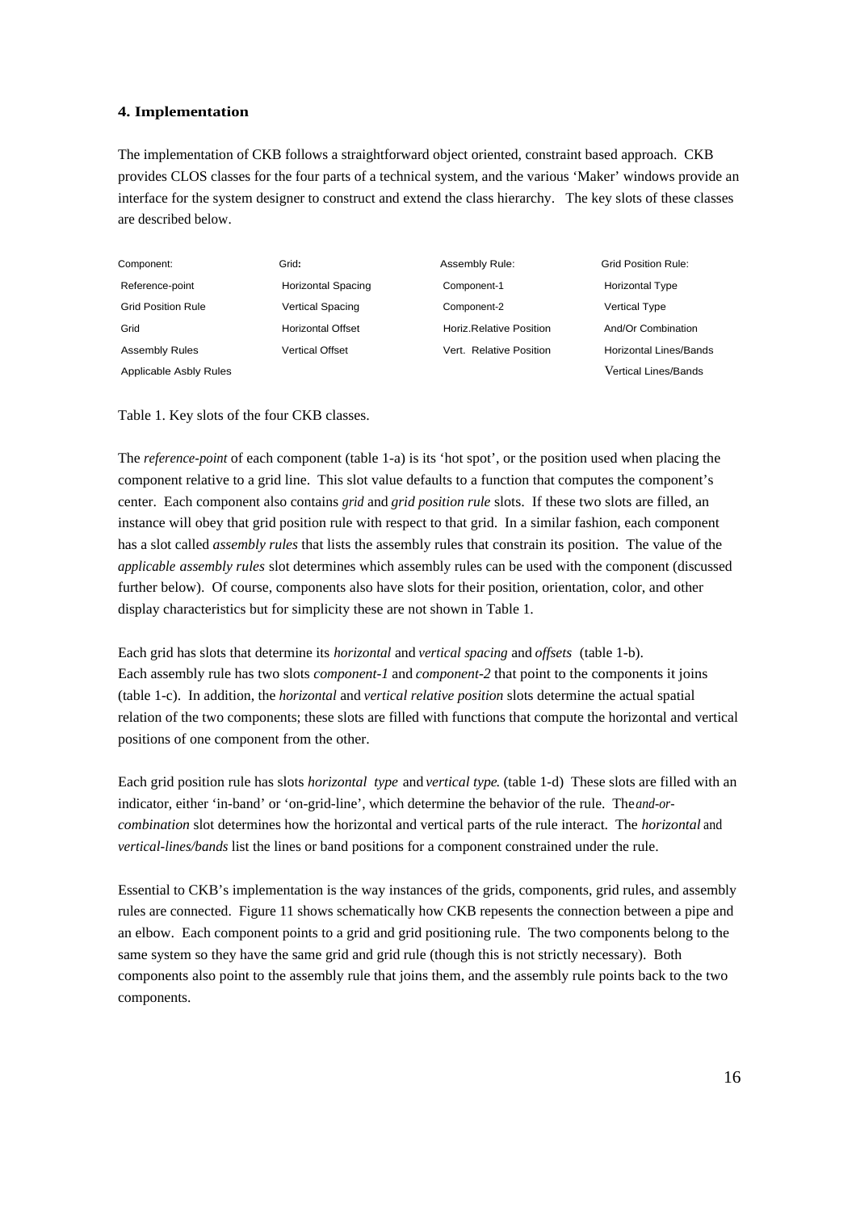### 4. Implementation

The implementation of CKB follows a straightforward object oriented, constraint based approach. CKB provides CLOS classes for the four parts of a technical system, and the various 'Maker' windows provide an interface for the system designer to construct and extend the class hierarchy. The key slots of these classes are described below.

| Component: | Grid: | Assembly Rule: | Grid Position Rule: |
|---|---|---|---|
| Reference-point | Horizontal Spacing | Component-1 | Horizontal Type |
| Grid Position Rule | Vertical Spacing | Component-2 | Vertical Type |
| Grid | Horizontal Offset | Horiz.Relative Position | And/Or Combination |
| Assembly Rules | Vertical Offset | Vert. Relative Position | Horizontal Lines/Bands |
| Applicable Asbly Rules | | | Vertical Lines/Bands |

Table 1. Key slots of the four CKB classes.

The *reference-point* of each component (table 1-a) is its 'hot spot', or the position used when placing the component relative to a grid line. This slot value defaults to a function that computes the component's center. Each component also contains *grid* and *grid position rule* slots. If these two slots are filled, an instance will obey that grid position rule with respect to that grid. In a similar fashion, each component has a slot called *assembly rules* that lists the assembly rules that constrain its position. The value of the *applicable assembly rules* slot determines which assembly rules can be used with the component (discussed further below). Of course, components also have slots for their position, orientation, color, and other display characteristics but for simplicity these are not shown in Table 1.

Each grid has slots that determine its *horizontal* and *vertical spacing* and *offsets* (table 1-b). Each assembly rule has two slots *component-1* and *component-2* that point to the components it joins (table 1-c). In addition, the *horizontal* and *vertical relative position* slots determine the actual spatial relation of the two components; these slots are filled with functions that compute the horizontal and vertical positions of one component from the other.

Each grid position rule has slots *horizontal type* and *vertical type*. (table 1-d) These slots are filled with an indicator, either 'in-band' or 'on-grid-line', which determine the behavior of the rule. The *and-or-combination* slot determines how the horizontal and vertical parts of the rule interact. The *horizontal* and *vertical-lines/bands* list the lines or band positions for a component constrained under the rule.

Essential to CKB's implementation is the way instances of the grids, components, grid rules, and assembly rules are connected. Figure 11 shows schematically how CKB repesents the connection between a pipe and an elbow. Each component points to a grid and grid positioning rule. The two components belong to the same system so they have the same grid and grid rule (though this is not strictly necessary). Both components also point to the assembly rule that joins them, and the assembly rule points back to the two components.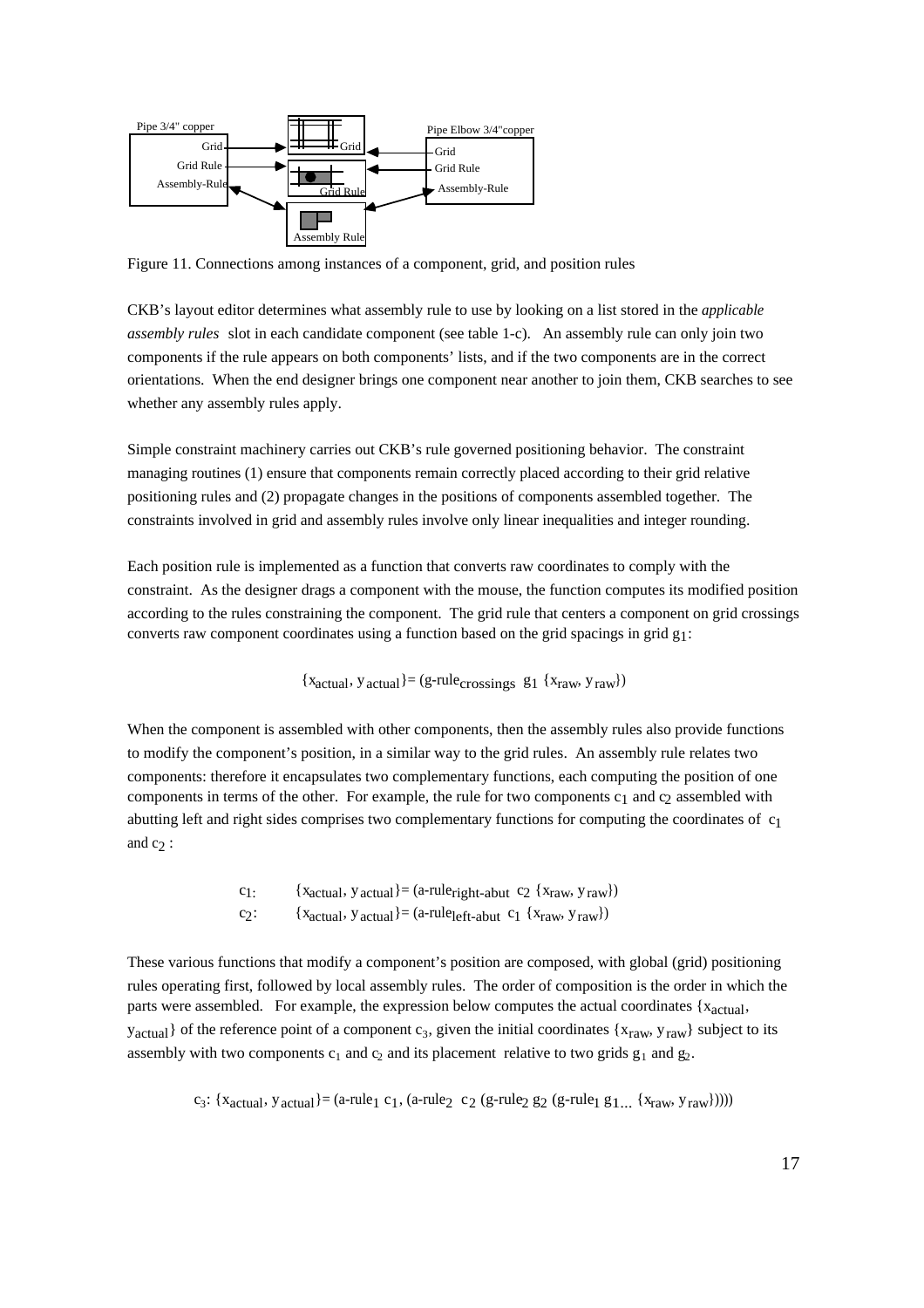Figure 11. Connections among instances of a component, grid, and position rules

CKB's layout editor determines what assembly rule to use by looking on a list stored in the *applicable assembly rules* slot in each candidate component (see table 1-c). An assembly rule can only join two components if the rule appears on both components' lists, and if the two components are in the correct orientations. When the end designer brings one component near another to join them, CKB searches to see whether any assembly rules apply.

Simple constraint machinery carries out CKB's rule governed positioning behavior. The constraint managing routines (1) ensure that components remain correctly placed according to their grid relative positioning rules and (2) propagate changes in the positions of components assembled together. The constraints involved in grid and assembly rules involve only linear inequalities and integer rounding.

Each position rule is implemented as a function that converts raw coordinates to comply with the constraint. As the designer drags a component with the mouse, the function computes its modified position according to the rules constraining the component. The grid rule that centers a component on grid crossings converts raw component coordinates using a function based on the grid spacings in grid $g_1$:

$$\{x_{actual}, y_{actual}\} = (\text{g-rule}_{crossings}\ g_1\ \{x_{raw}, y_{raw}\})$$

When the component is assembled with other components, then the assembly rules also provide functions to modify the component's position, in a similar way to the grid rules. An assembly rule relates two components: therefore it encapsulates two complementary functions, each computing the position of one components in terms of the other. For example, the rule for two components $c_1$ and $c_2$ assembled with abutting left and right sides comprises two complementary functions for computing the coordinates of $c_1$ and $c_2$ :

$$c_1: \quad \{x_{actual}, y_{actual}\} = (\text{a-rule}_{right\text{-}abut}\ c_2\ \{x_{raw}, y_{raw}\})$$
$$c_2: \quad \{x_{actual}, y_{actual}\} = (\text{a-rule}_{left\text{-}abut}\ c_1\ \{x_{raw}, y_{raw}\})$$

These various functions that modify a component's position are composed, with global (grid) positioning rules operating first, followed by local assembly rules. The order of composition is the order in which the parts were assembled. For example, the expression below computes the actual coordinates $\{x_{actual}, y_{actual}\}$ of the reference point of a component $c_3$, given the initial coordinates $\{x_{raw}, y_{raw}\}$ subject to its assembly with two components $c_1$ and $c_2$ and its placement relative to two grids $g_1$ and $g_2$.

$$c_3: \{x_{actual}, y_{actual}\} = (\text{a-rule}_1\ c_1, (\text{a-rule}_2\ c_2\ (\text{g-rule}_2\ g_2\ (\text{g-rule}_1\ g_{1\ldots}\ \{x_{raw}, y_{raw}\}))))$$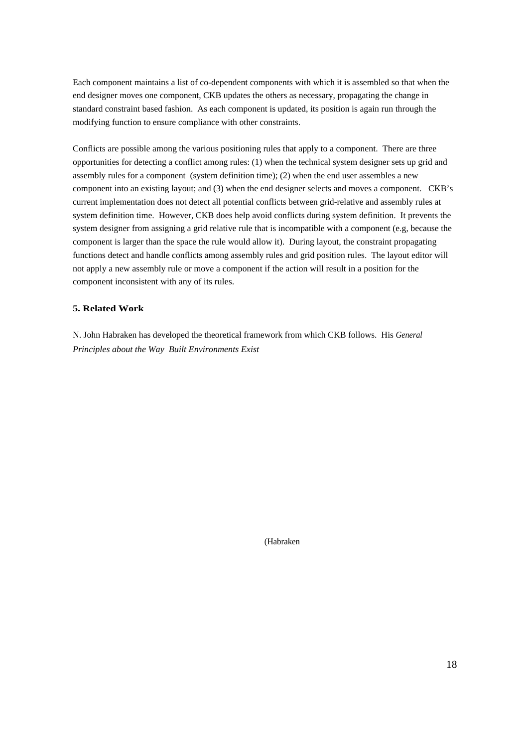Each component maintains a list of co-dependent components with which it is assembled so that when the end designer moves one component, CKB updates the others as necessary, propagating the change in standard constraint based fashion. As each component is updated, its position is again run through the modifying function to ensure compliance with other constraints.

Conflicts are possible among the various positioning rules that apply to a component. There are three opportunities for detecting a conflict among rules: (1) when the technical system designer sets up grid and assembly rules for a component (system definition time); (2) when the end user assembles a new component into an existing layout; and (3) when the end designer selects and moves a component. CKB's current implementation does not detect all potential conflicts between grid-relative and assembly rules at system definition time. However, CKB does help avoid conflicts during system definition. It prevents the system designer from assigning a grid relative rule that is incompatible with a component (e.g, because the component is larger than the space the rule would allow it). During layout, the constraint propagating functions detect and handle conflicts among assembly rules and grid position rules. The layout editor will not apply a new assembly rule or move a component if the action will result in a position for the component inconsistent with any of its rules.

### 5. Related Work

N. John Habraken has developed the theoretical framework from which CKB follows. His *General Principles about the Way Built Environments Exist*

(Habraken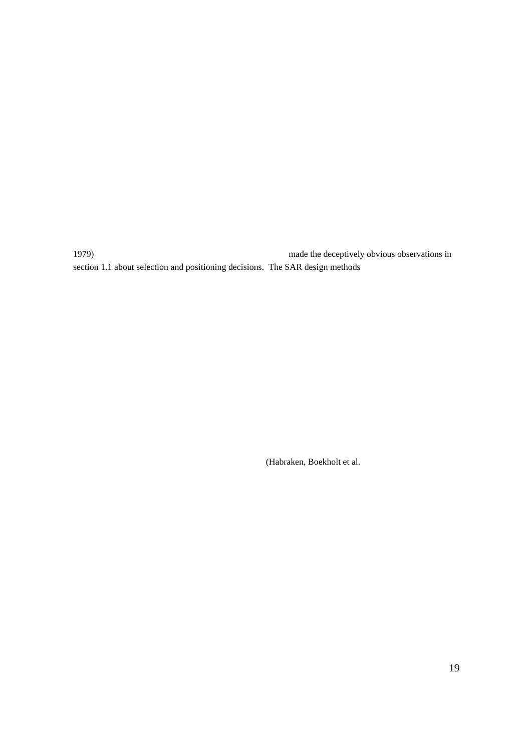1979) made the deceptively obvious observations in section 1.1 about selection and positioning decisions. The SAR design methods

(Habraken, Boekholt et al.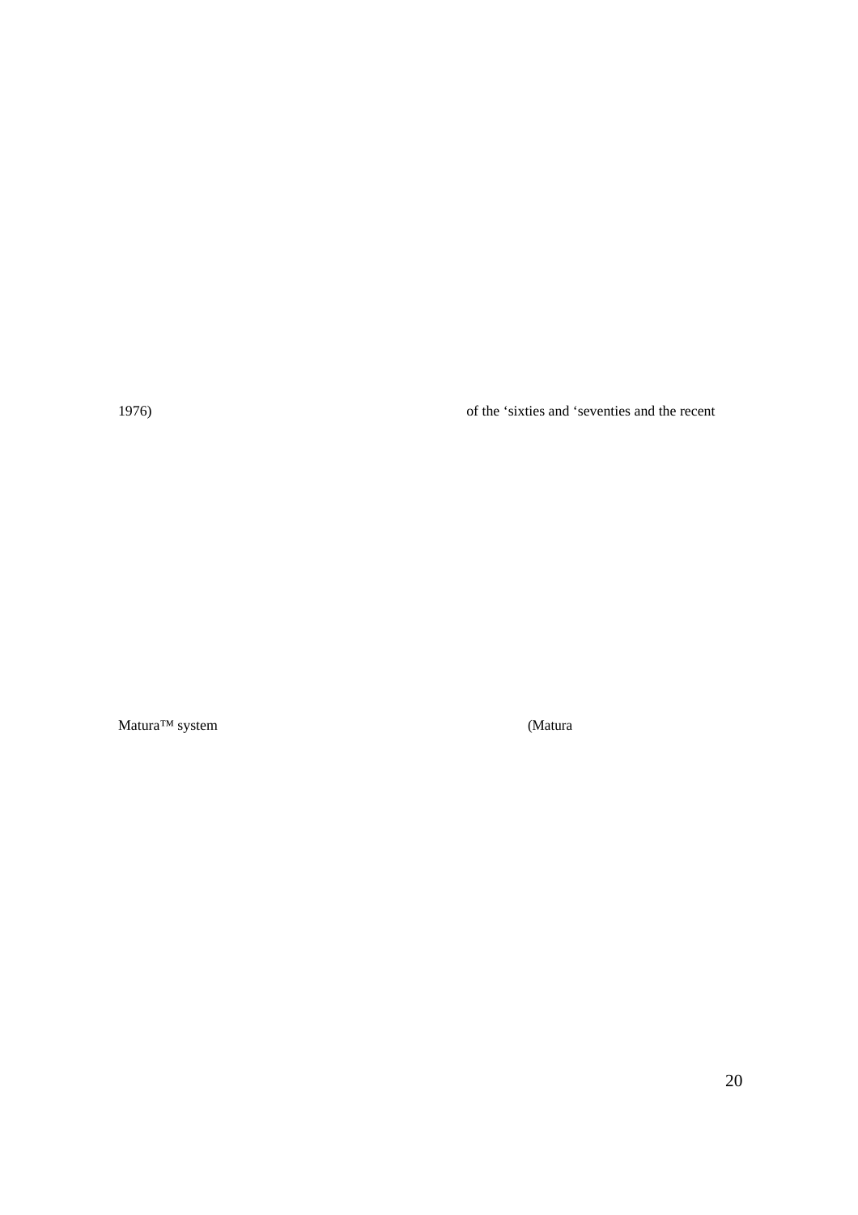1976) of the ‘sixties and ‘seventies and the recent

Matura™ system (Matura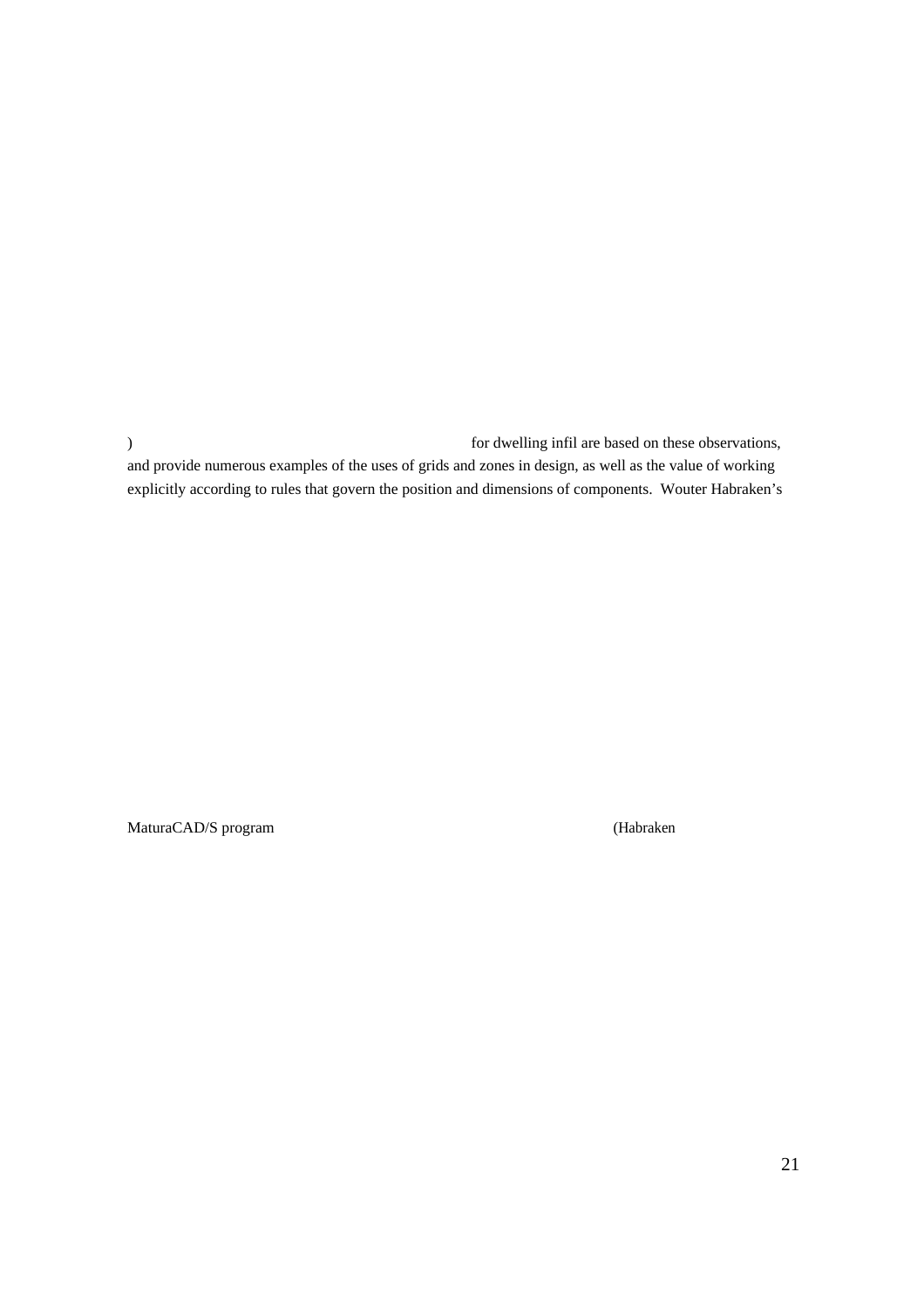) for dwelling infil are based on these observations, and provide numerous examples of the uses of grids and zones in design, as well as the value of working explicitly according to rules that govern the position and dimensions of components. Wouter Habraken's

MaturaCAD/S program (Habraken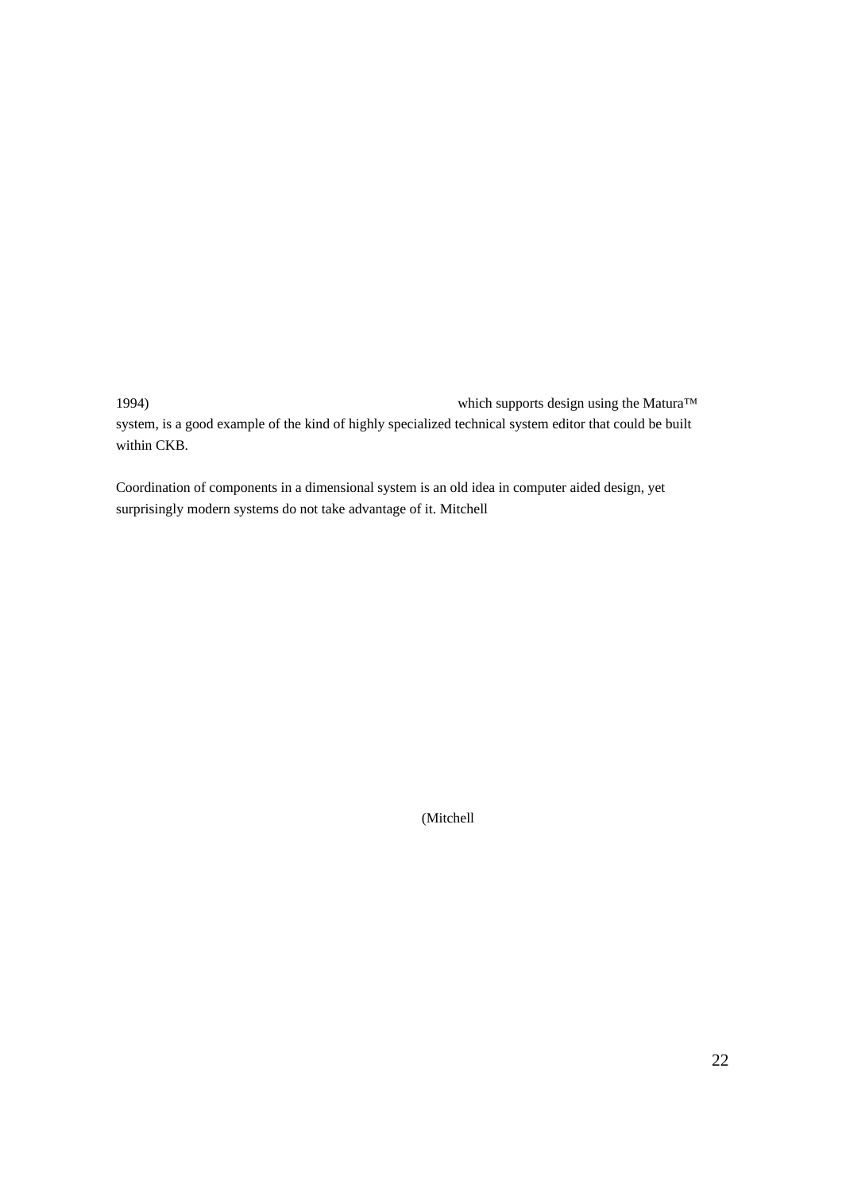1994) which supports design using the Matura™ system, is a good example of the kind of highly specialized technical system editor that could be built within CKB.

Coordination of components in a dimensional system is an old idea in computer aided design, yet surprisingly modern systems do not take advantage of it. Mitchell

(Mitchell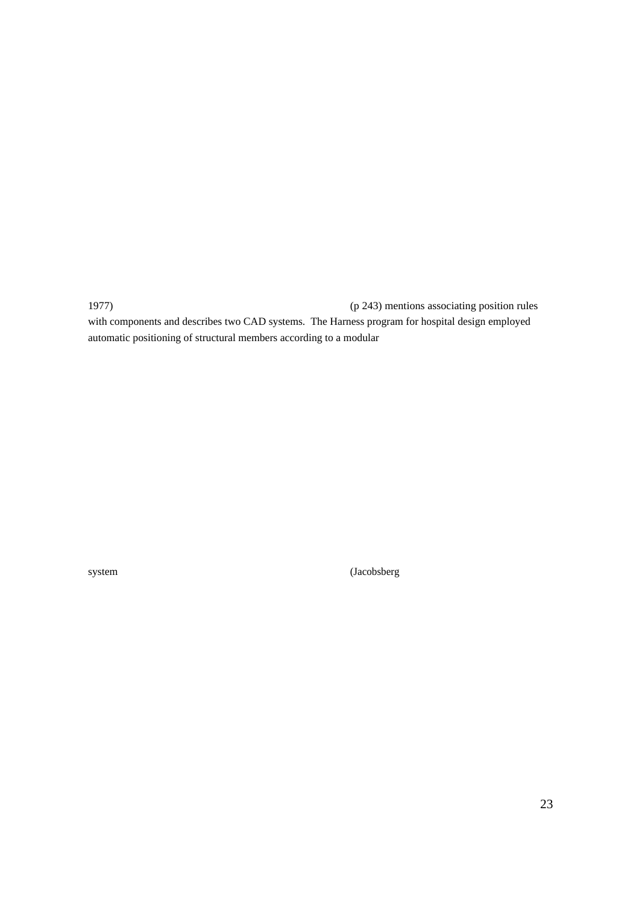1977) (p 243) mentions associating position rules with components and describes two CAD systems. The Harness program for hospital design employed automatic positioning of structural members according to a modular

system (Jacobsberg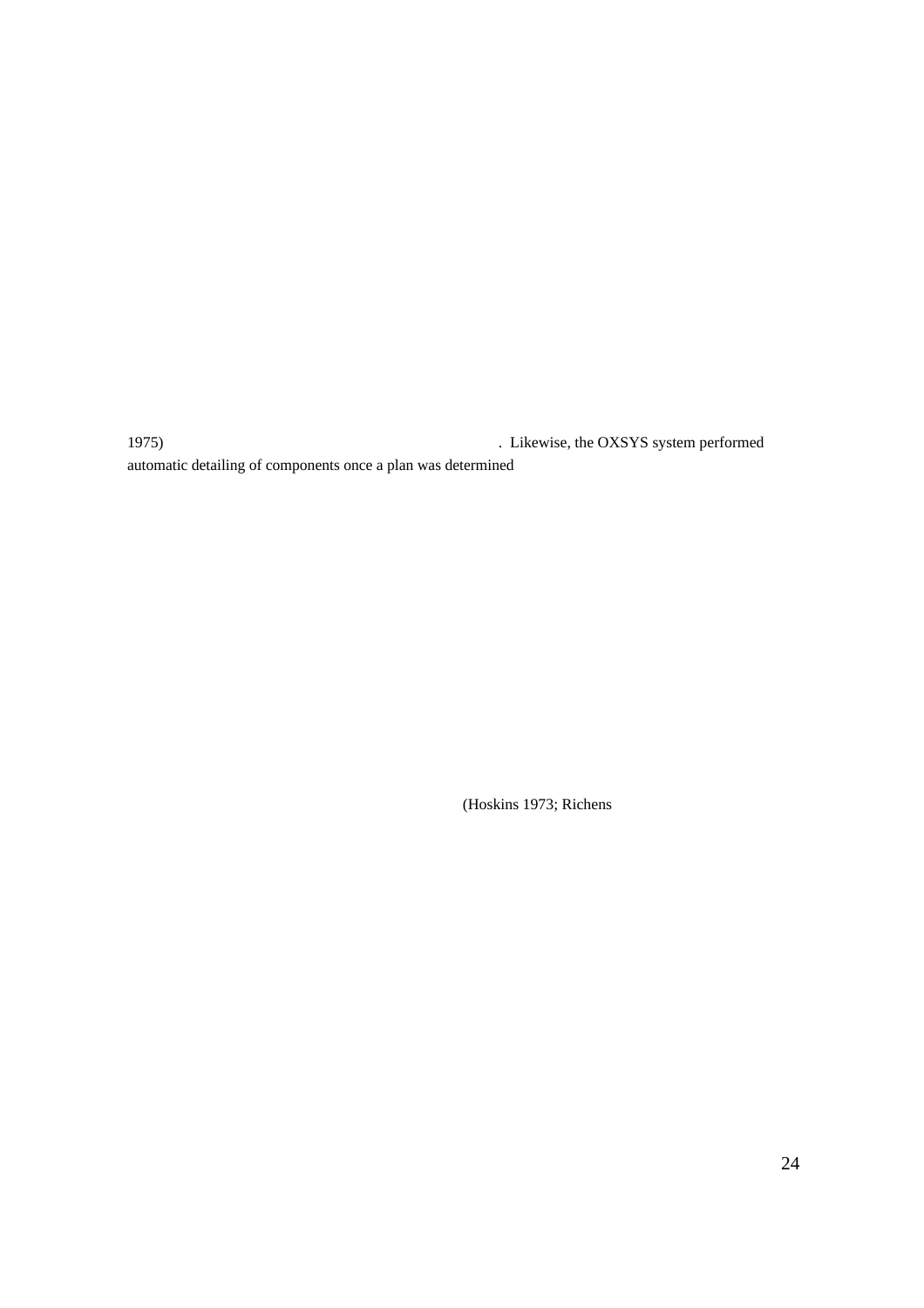1975) . Likewise, the OXSYS system performed automatic detailing of components once a plan was determined

(Hoskins 1973; Richens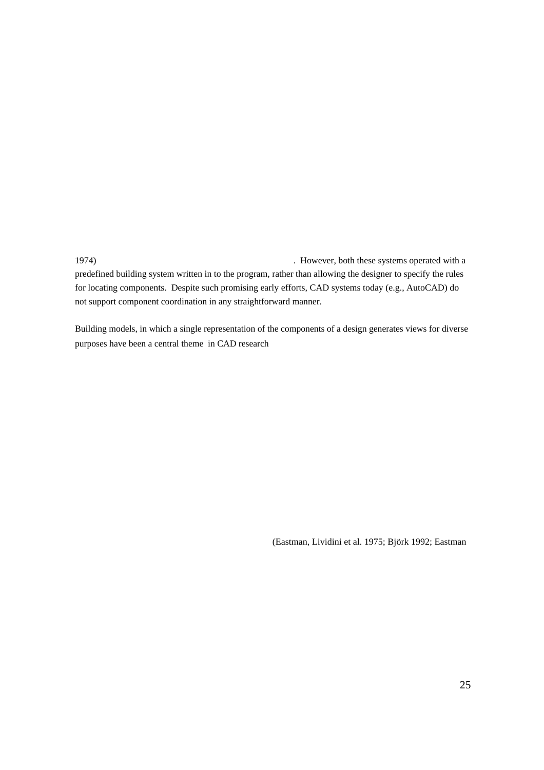1974) . However, both these systems operated with a predefined building system written in to the program, rather than allowing the designer to specify the rules for locating components. Despite such promising early efforts, CAD systems today (e.g., AutoCAD) do not support component coordination in any straightforward manner.

Building models, in which a single representation of the components of a design generates views for diverse purposes have been a central theme in CAD research

(Eastman, Lividini et al. 1975; Björk 1992; Eastman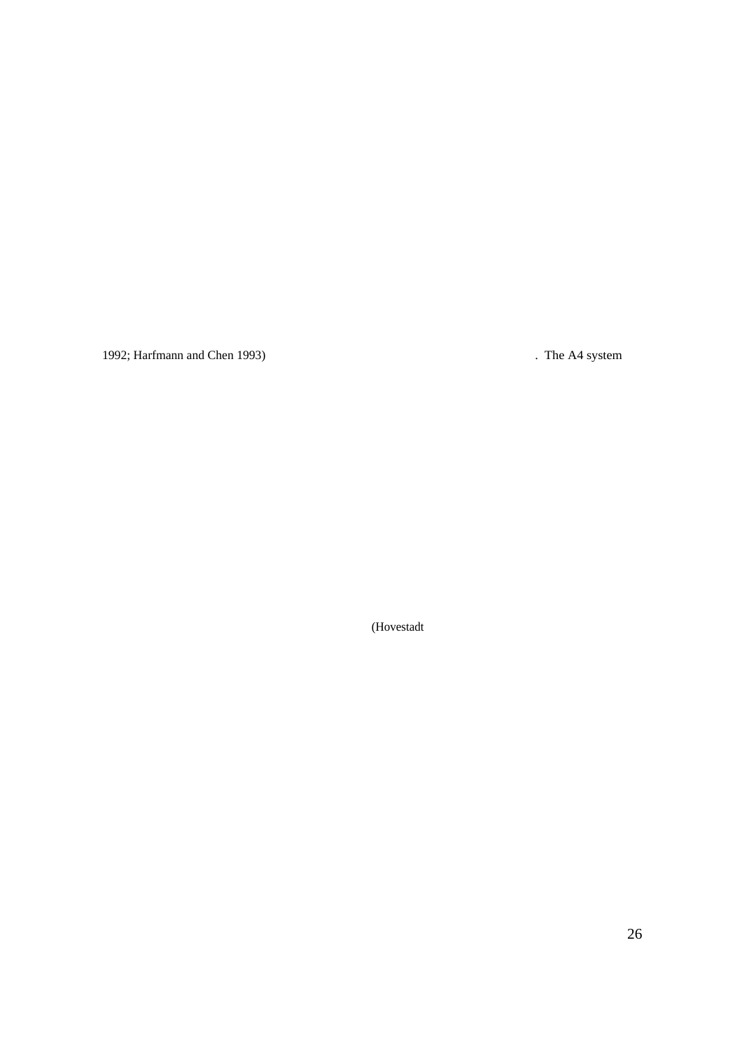1992; Harfmann and Chen 1993) . The A4 system

(Hovestadt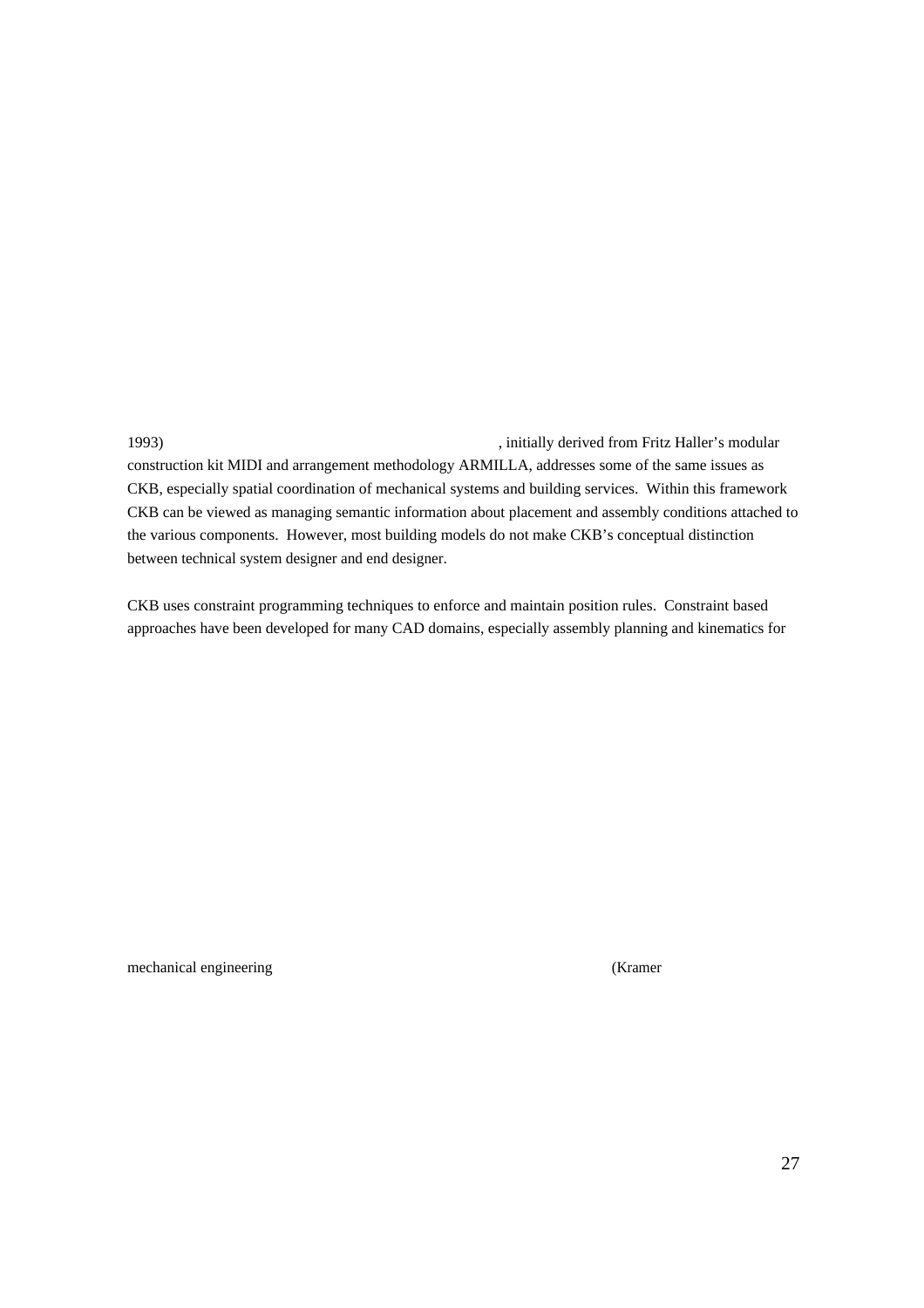1993) , initially derived from Fritz Haller's modular construction kit MIDI and arrangement methodology ARMILLA, addresses some of the same issues as CKB, especially spatial coordination of mechanical systems and building services. Within this framework CKB can be viewed as managing semantic information about placement and assembly conditions attached to the various components. However, most building models do not make CKB's conceptual distinction between technical system designer and end designer.

CKB uses constraint programming techniques to enforce and maintain position rules. Constraint based approaches have been developed for many CAD domains, especially assembly planning and kinematics for

mechanical engineering (Kramer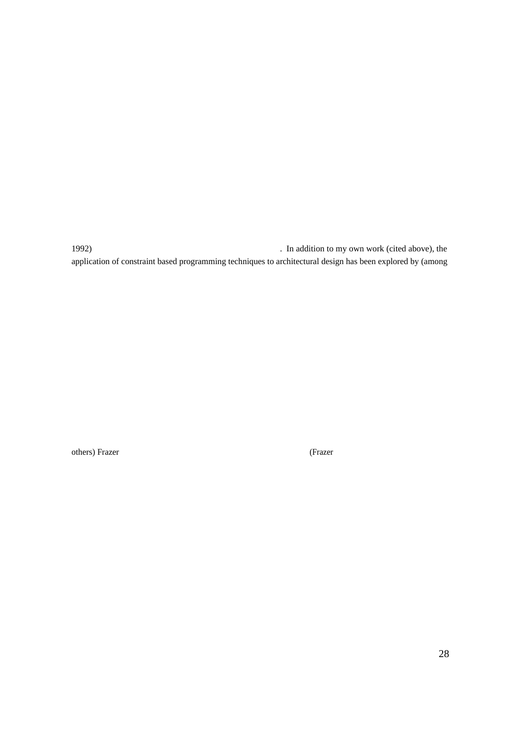1992) . In addition to my own work (cited above), the application of constraint based programming techniques to architectural design has been explored by (among

others) Frazer (Frazer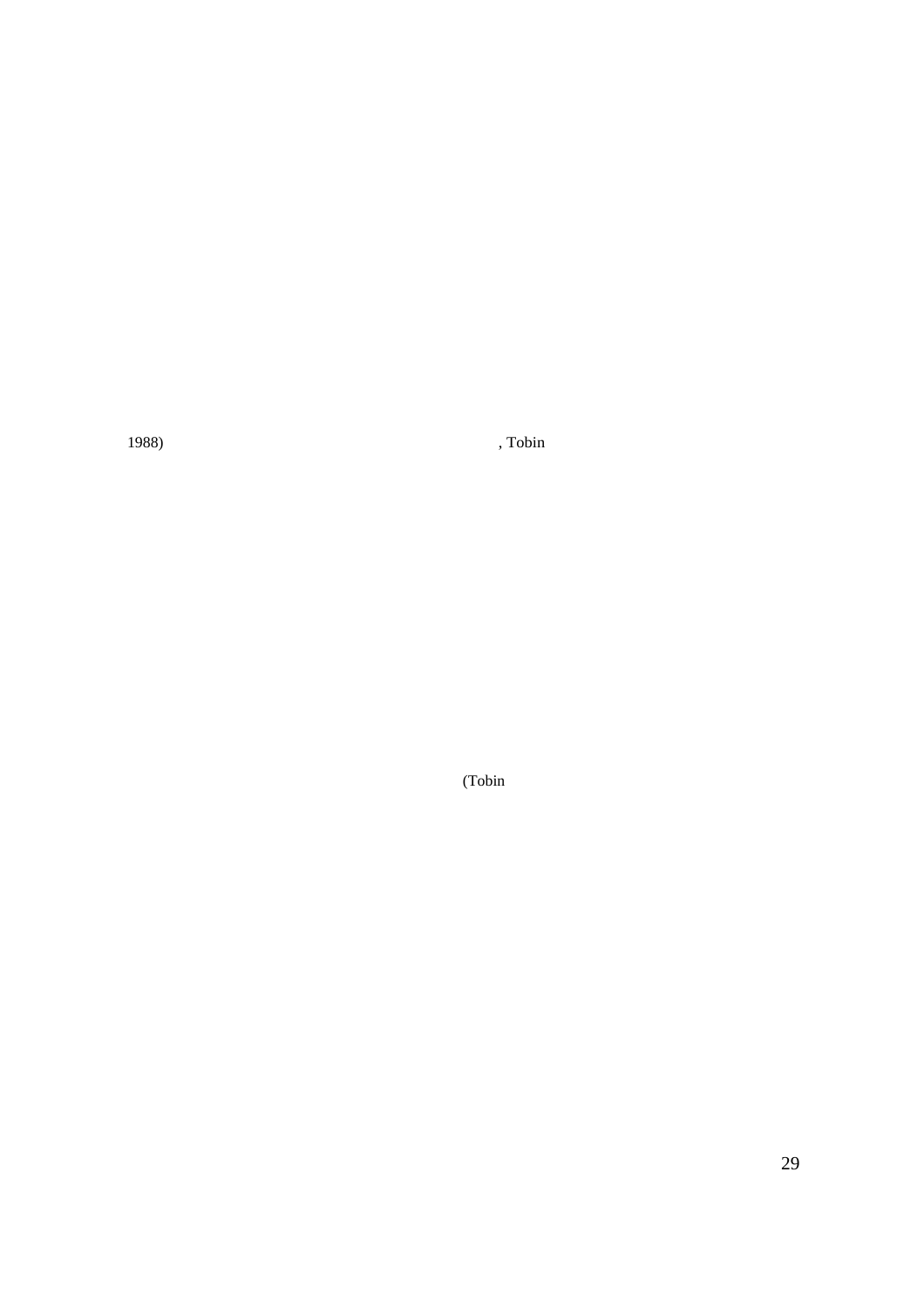1988) , Tobin

(Tobin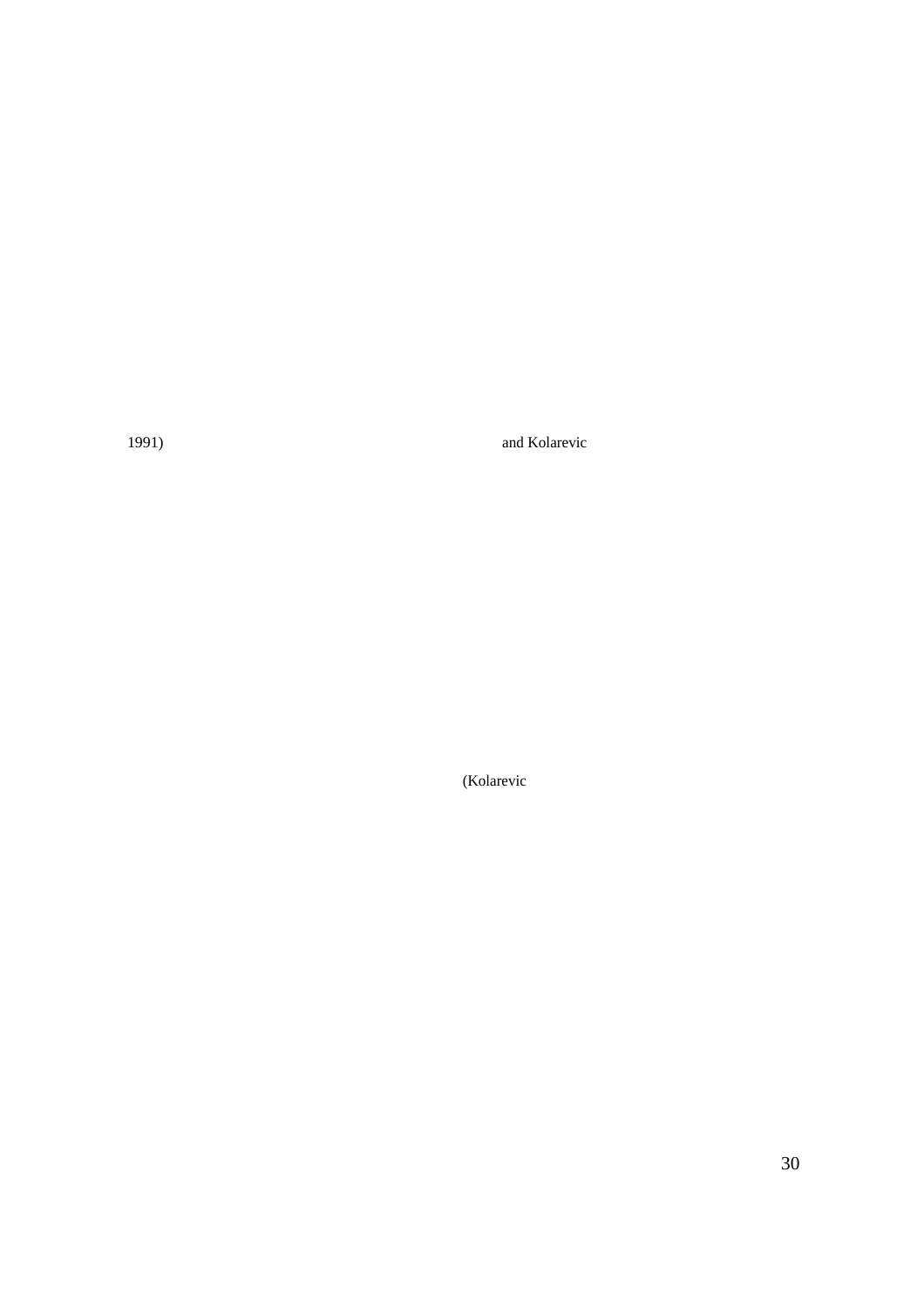1991)

and Kolarevic

(Kolarevic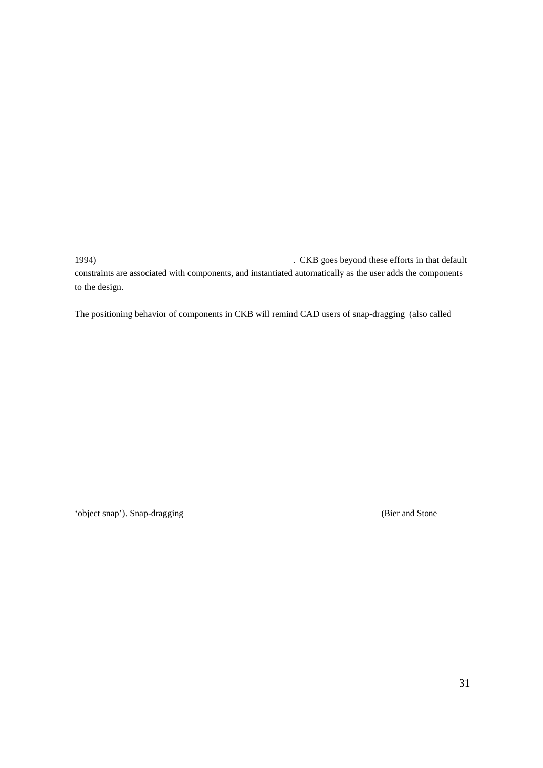1994) . CKB goes beyond these efforts in that default constraints are associated with components, and instantiated automatically as the user adds the components to the design.

The positioning behavior of components in CKB will remind CAD users of snap-dragging (also called

‘object snap’). Snap-dragging (Bier and Stone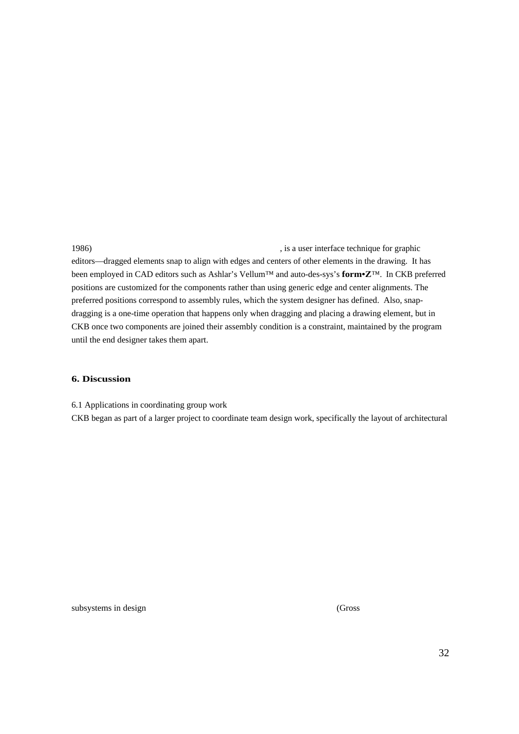1986) , is a user interface technique for graphic editors—dragged elements snap to align with edges and centers of other elements in the drawing. It has been employed in CAD editors such as Ashlar's Vellum™ and auto-des-sys's **form•Z**™. In CKB preferred positions are customized for the components rather than using generic edge and center alignments. The preferred positions correspond to assembly rules, which the system designer has defined. Also, snap-dragging is a one-time operation that happens only when dragging and placing a drawing element, but in CKB once two components are joined their assembly condition is a constraint, maintained by the program until the end designer takes them apart.

## 6. Discussion

6.1 Applications in coordinating group work

CKB began as part of a larger project to coordinate team design work, specifically the layout of architectural

subsystems in design (Gross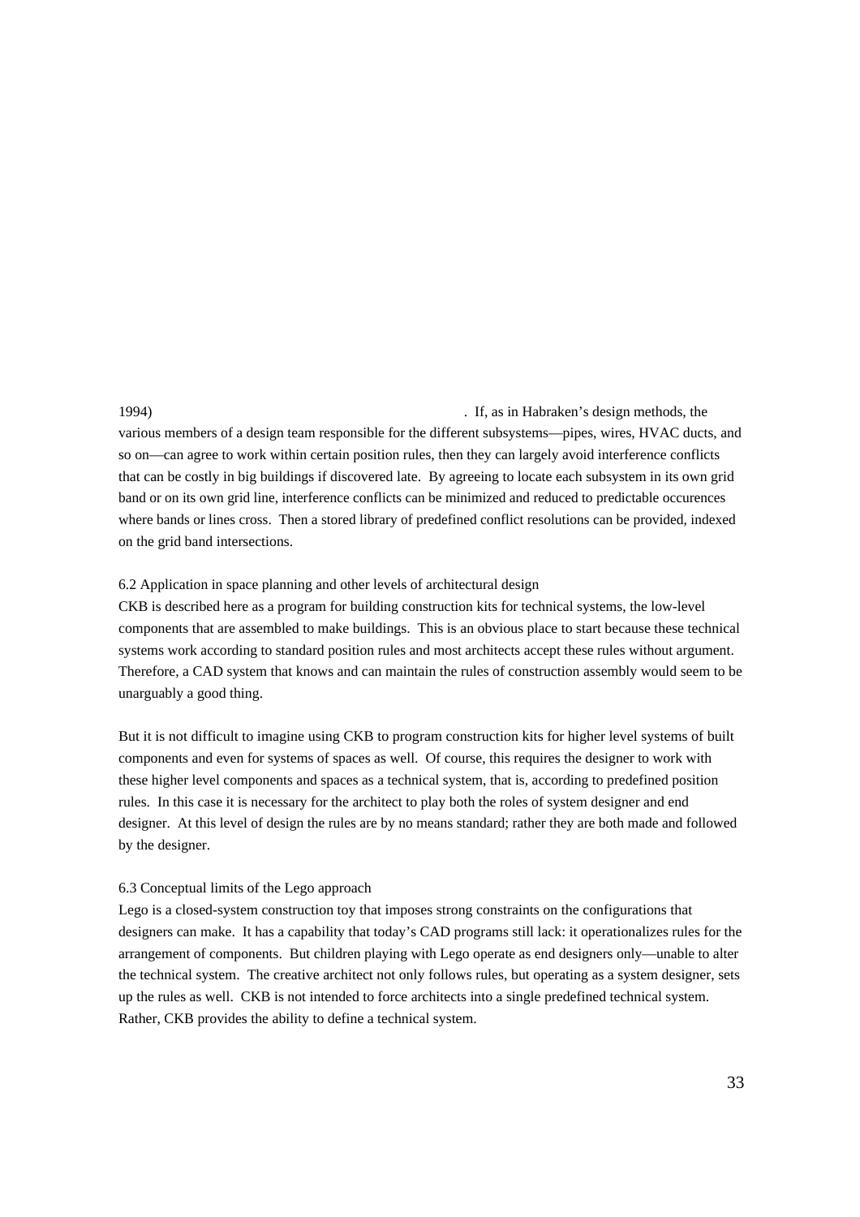1994) . If, as in Habraken's design methods, the various members of a design team responsible for the different subsystems—pipes, wires, HVAC ducts, and so on—can agree to work within certain position rules, then they can largely avoid interference conflicts that can be costly in big buildings if discovered late. By agreeing to locate each subsystem in its own grid band or on its own grid line, interference conflicts can be minimized and reduced to predictable occurences where bands or lines cross. Then a stored library of predefined conflict resolutions can be provided, indexed on the grid band intersections.

6.2 Application in space planning and other levels of architectural design

CKB is described here as a program for building construction kits for technical systems, the low-level components that are assembled to make buildings. This is an obvious place to start because these technical systems work according to standard position rules and most architects accept these rules without argument. Therefore, a CAD system that knows and can maintain the rules of construction assembly would seem to be unarguably a good thing.

But it is not difficult to imagine using CKB to program construction kits for higher level systems of built components and even for systems of spaces as well. Of course, this requires the designer to work with these higher level components and spaces as a technical system, that is, according to predefined position rules. In this case it is necessary for the architect to play both the roles of system designer and end designer. At this level of design the rules are by no means standard; rather they are both made and followed by the designer.

6.3 Conceptual limits of the Lego approach

Lego is a closed-system construction toy that imposes strong constraints on the configurations that designers can make. It has a capability that today's CAD programs still lack: it operationalizes rules for the arrangement of components. But children playing with Lego operate as end designers only—unable to alter the technical system. The creative architect not only follows rules, but operating as a system designer, sets up the rules as well. CKB is not intended to force architects into a single predefined technical system. Rather, CKB provides the ability to define a technical system.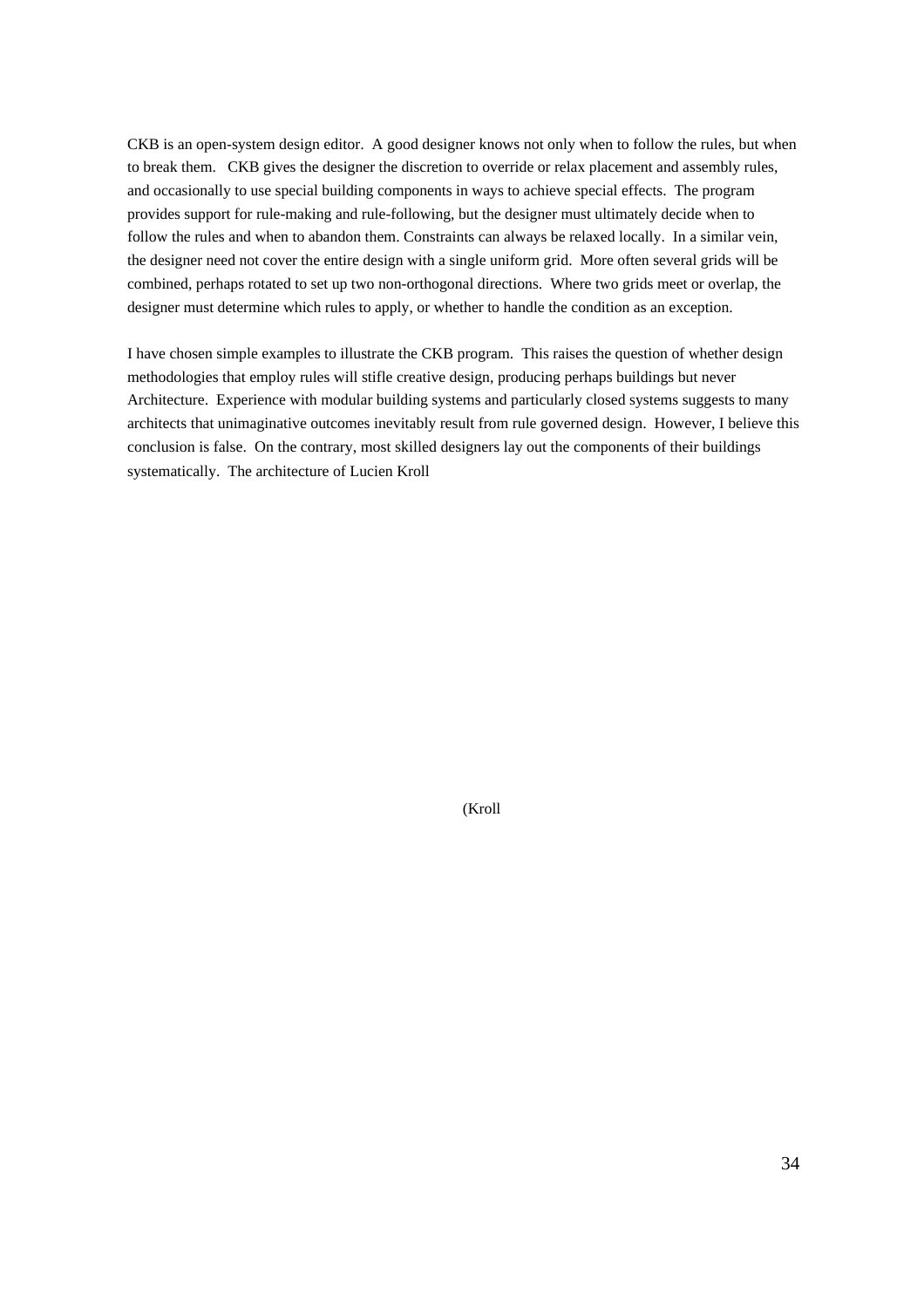CKB is an open-system design editor. A good designer knows not only when to follow the rules, but when to break them. CKB gives the designer the discretion to override or relax placement and assembly rules, and occasionally to use special building components in ways to achieve special effects. The program provides support for rule-making and rule-following, but the designer must ultimately decide when to follow the rules and when to abandon them. Constraints can always be relaxed locally. In a similar vein, the designer need not cover the entire design with a single uniform grid. More often several grids will be combined, perhaps rotated to set up two non-orthogonal directions. Where two grids meet or overlap, the designer must determine which rules to apply, or whether to handle the condition as an exception.

I have chosen simple examples to illustrate the CKB program. This raises the question of whether design methodologies that employ rules will stifle creative design, producing perhaps buildings but never Architecture. Experience with modular building systems and particularly closed systems suggests to many architects that unimaginative outcomes inevitably result from rule governed design. However, I believe this conclusion is false. On the contrary, most skilled designers lay out the components of their buildings systematically. The architecture of Lucien Kroll

(Kroll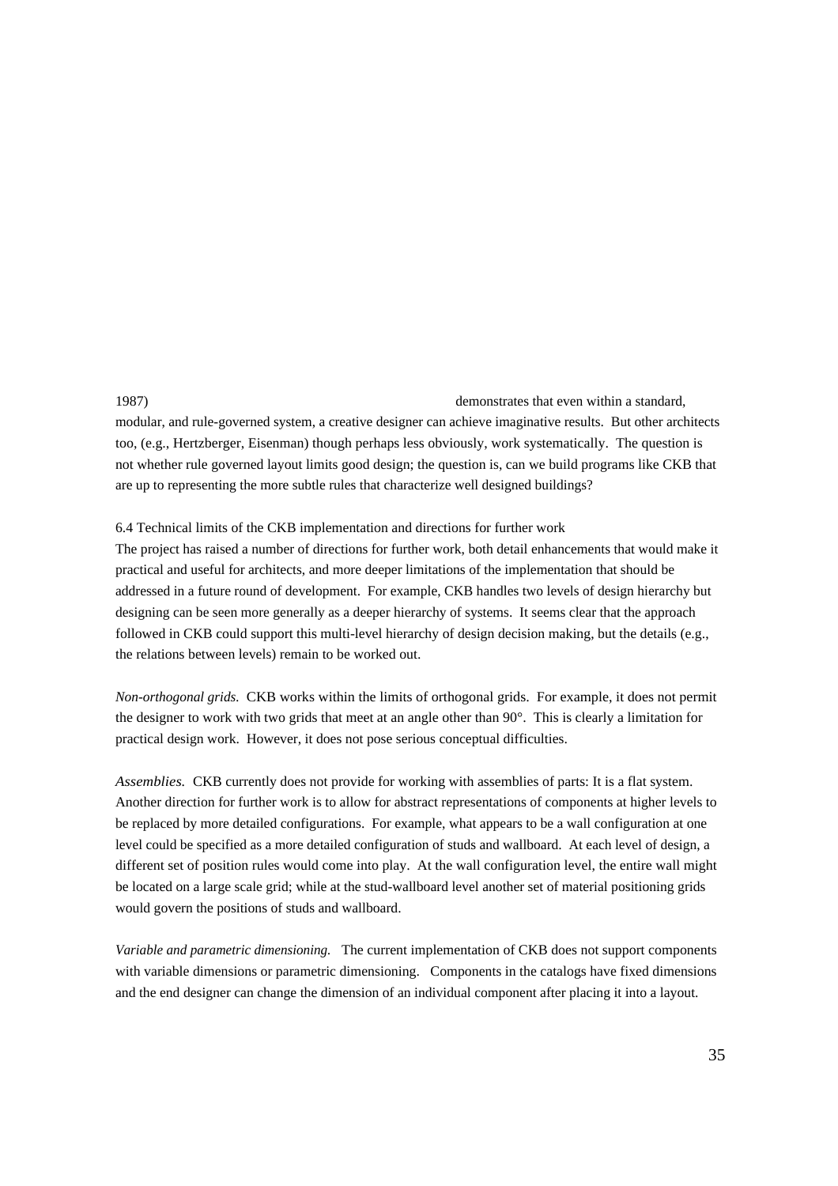1987) demonstrates that even within a standard, modular, and rule-governed system, a creative designer can achieve imaginative results. But other architects too, (e.g., Hertzberger, Eisenman) though perhaps less obviously, work systematically. The question is not whether rule governed layout limits good design; the question is, can we build programs like CKB that are up to representing the more subtle rules that characterize well designed buildings?

### 6.4 Technical limits of the CKB implementation and directions for further work

The project has raised a number of directions for further work, both detail enhancements that would make it practical and useful for architects, and more deeper limitations of the implementation that should be addressed in a future round of development. For example, CKB handles two levels of design hierarchy but designing can be seen more generally as a deeper hierarchy of systems. It seems clear that the approach followed in CKB could support this multi-level hierarchy of design decision making, but the details (e.g., the relations between levels) remain to be worked out.

*Non-orthogonal grids.* CKB works within the limits of orthogonal grids. For example, it does not permit the designer to work with two grids that meet at an angle other than 90°. This is clearly a limitation for practical design work. However, it does not pose serious conceptual difficulties.

*Assemblies.* CKB currently does not provide for working with assemblies of parts: It is a flat system. Another direction for further work is to allow for abstract representations of components at higher levels to be replaced by more detailed configurations. For example, what appears to be a wall configuration at one level could be specified as a more detailed configuration of studs and wallboard. At each level of design, a different set of position rules would come into play. At the wall configuration level, the entire wall might be located on a large scale grid; while at the stud-wallboard level another set of material positioning grids would govern the positions of studs and wallboard.

*Variable and parametric dimensioning.* The current implementation of CKB does not support components with variable dimensions or parametric dimensioning. Components in the catalogs have fixed dimensions and the end designer can change the dimension of an individual component after placing it into a layout.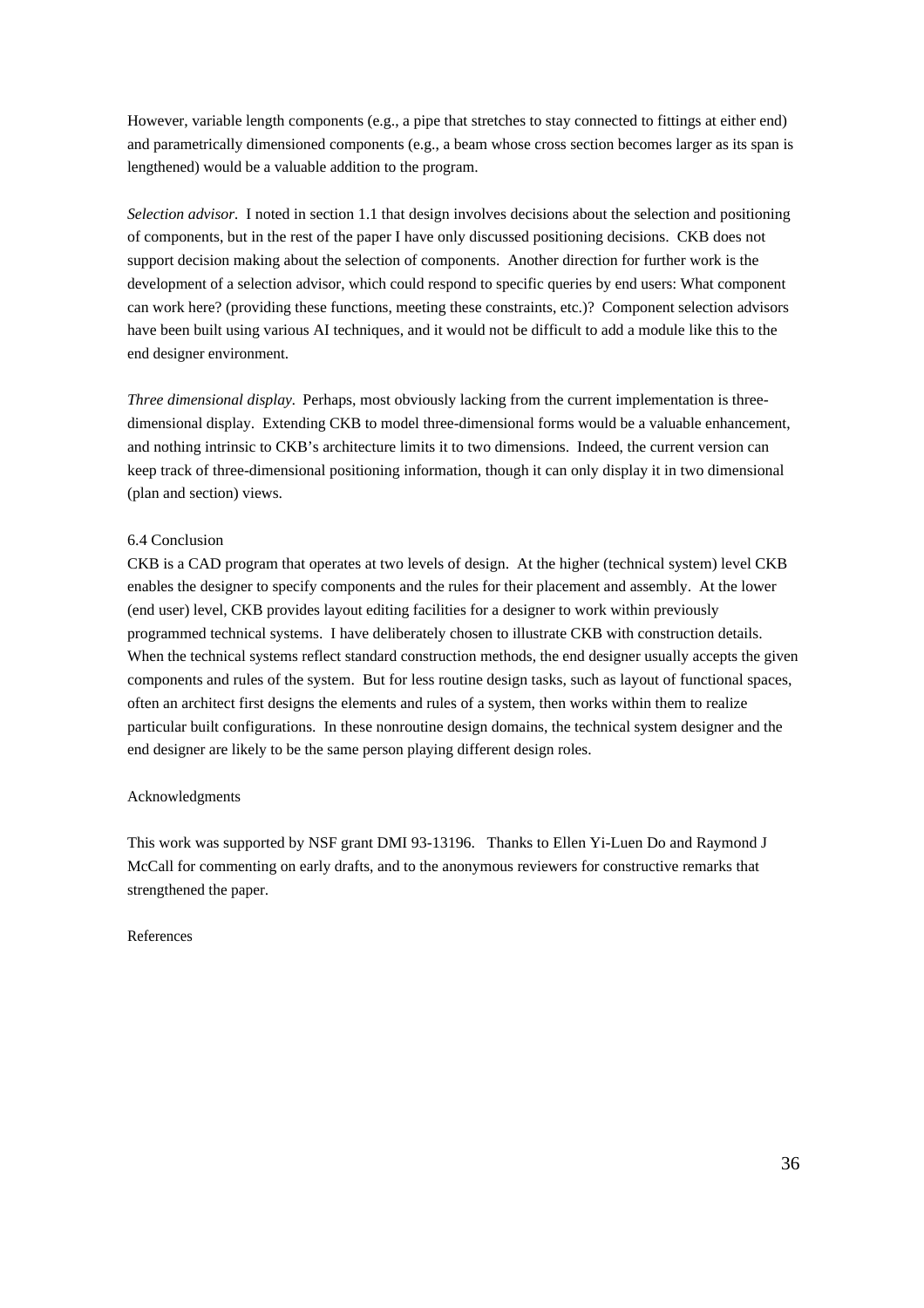However, variable length components (e.g., a pipe that stretches to stay connected to fittings at either end) and parametrically dimensioned components (e.g., a beam whose cross section becomes larger as its span is lengthened) would be a valuable addition to the program.

*Selection advisor.* I noted in section 1.1 that design involves decisions about the selection and positioning of components, but in the rest of the paper I have only discussed positioning decisions. CKB does not support decision making about the selection of components. Another direction for further work is the development of a selection advisor, which could respond to specific queries by end users: What component can work here? (providing these functions, meeting these constraints, etc.)? Component selection advisors have been built using various AI techniques, and it would not be difficult to add a module like this to the end designer environment.

*Three dimensional display.* Perhaps, most obviously lacking from the current implementation is three-dimensional display. Extending CKB to model three-dimensional forms would be a valuable enhancement, and nothing intrinsic to CKB's architecture limits it to two dimensions. Indeed, the current version can keep track of three-dimensional positioning information, though it can only display it in two dimensional (plan and section) views.

### 6.4 Conclusion

CKB is a CAD program that operates at two levels of design. At the higher (technical system) level CKB enables the designer to specify components and the rules for their placement and assembly. At the lower (end user) level, CKB provides layout editing facilities for a designer to work within previously programmed technical systems. I have deliberately chosen to illustrate CKB with construction details. When the technical systems reflect standard construction methods, the end designer usually accepts the given components and rules of the system. But for less routine design tasks, such as layout of functional spaces, often an architect first designs the elements and rules of a system, then works within them to realize particular built configurations. In these nonroutine design domains, the technical system designer and the end designer are likely to be the same person playing different design roles.

## Acknowledgments

This work was supported by NSF grant DMI 93-13196. Thanks to Ellen Yi-Luen Do and Raymond J McCall for commenting on early drafts, and to the anonymous reviewers for constructive remarks that strengthened the paper.

## References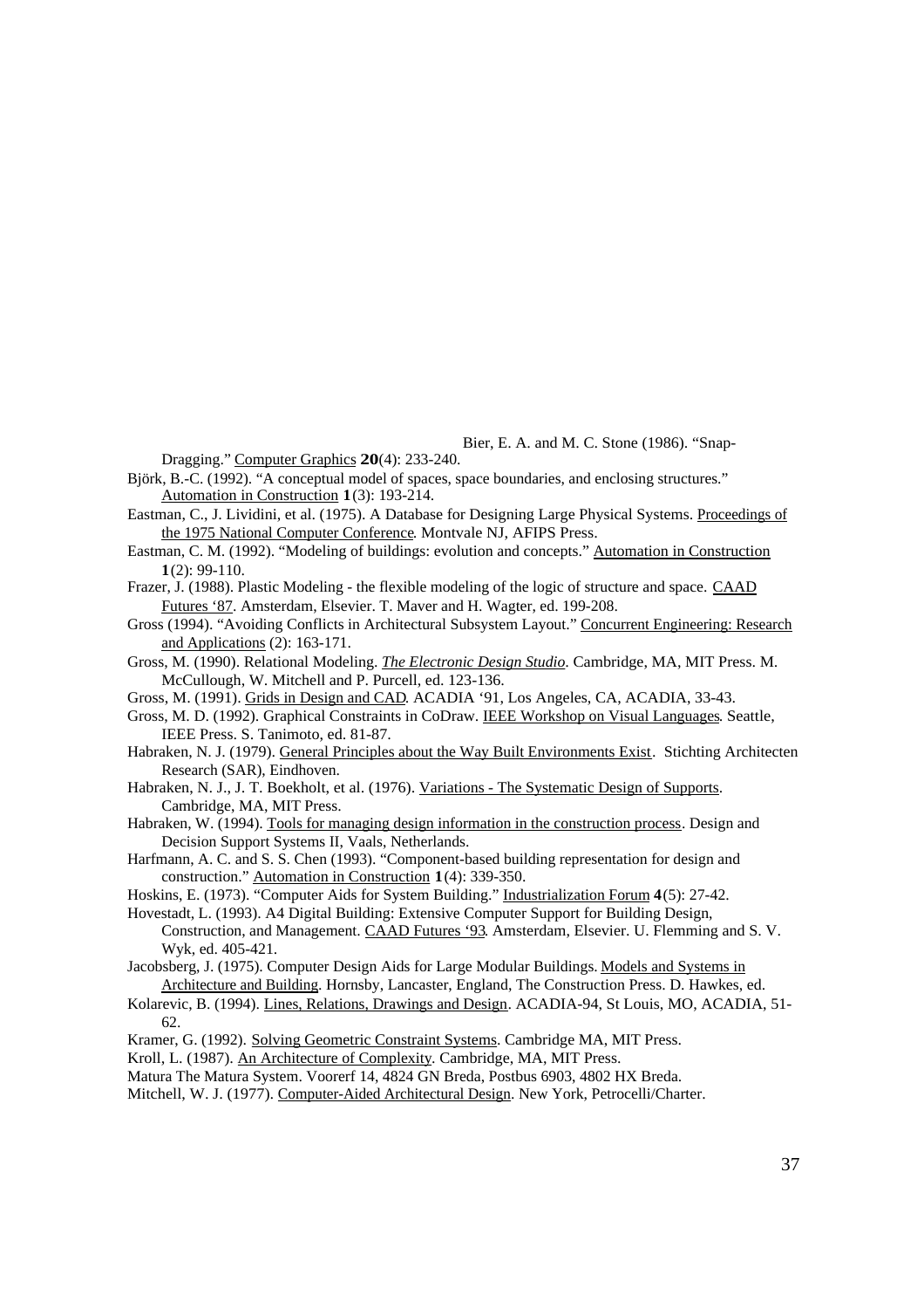Bier, E. A. and M. C. Stone (1986). "Snap-Dragging." Computer Graphics **20**(4): 233-240.

Björk, B.-C. (1992). "A conceptual model of spaces, space boundaries, and enclosing structures." Automation in Construction **1**(3): 193-214.

Eastman, C., J. Lividini, et al. (1975). A Database for Designing Large Physical Systems. Proceedings of the 1975 National Computer Conference. Montvale NJ, AFIPS Press.

Eastman, C. M. (1992). "Modeling of buildings: evolution and concepts." Automation in Construction **1**(2): 99-110.

Frazer, J. (1988). Plastic Modeling - the flexible modeling of the logic of structure and space. CAAD Futures '87. Amsterdam, Elsevier. T. Maver and H. Wagter, ed. 199-208.

Gross (1994). "Avoiding Conflicts in Architectural Subsystem Layout." Concurrent Engineering: Research and Applications (2): 163-171.

Gross, M. (1990). Relational Modeling. *The Electronic Design Studio*. Cambridge, MA, MIT Press. M. McCullough, W. Mitchell and P. Purcell, ed. 123-136.

Gross, M. (1991). Grids in Design and CAD. ACADIA '91, Los Angeles, CA, ACADIA, 33-43.

Gross, M. D. (1992). Graphical Constraints in CoDraw. IEEE Workshop on Visual Languages. Seattle, IEEE Press. S. Tanimoto, ed. 81-87.

Habraken, N. J. (1979). General Principles about the Way Built Environments Exist. Stichting Architecten Research (SAR), Eindhoven.

Habraken, N. J., J. T. Boekholt, et al. (1976). Variations - The Systematic Design of Supports. Cambridge, MA, MIT Press.

Habraken, W. (1994). Tools for managing design information in the construction process. Design and Decision Support Systems II, Vaals, Netherlands.

Harfmann, A. C. and S. S. Chen (1993). "Component-based building representation for design and construction." Automation in Construction **1**(4): 339-350.

Hoskins, E. (1973). "Computer Aids for System Building." Industrialization Forum **4**(5): 27-42.

Hovestadt, L. (1993). A4 Digital Building: Extensive Computer Support for Building Design, Construction, and Management. CAAD Futures '93. Amsterdam, Elsevier. U. Flemming and S. V. Wyk, ed. 405-421.

Jacobsberg, J. (1975). Computer Design Aids for Large Modular Buildings. Models and Systems in Architecture and Building. Hornsby, Lancaster, England, The Construction Press. D. Hawkes, ed.

Kolarevic, B. (1994). Lines, Relations, Drawings and Design. ACADIA-94, St Louis, MO, ACADIA, 51-62.

Kramer, G. (1992). Solving Geometric Constraint Systems. Cambridge MA, MIT Press.

Kroll, L. (1987). An Architecture of Complexity. Cambridge, MA, MIT Press.

Matura The Matura System. Voorerf 14, 4824 GN Breda, Postbus 6903, 4802 HX Breda.

Mitchell, W. J. (1977). Computer-Aided Architectural Design. New York, Petrocelli/Charter.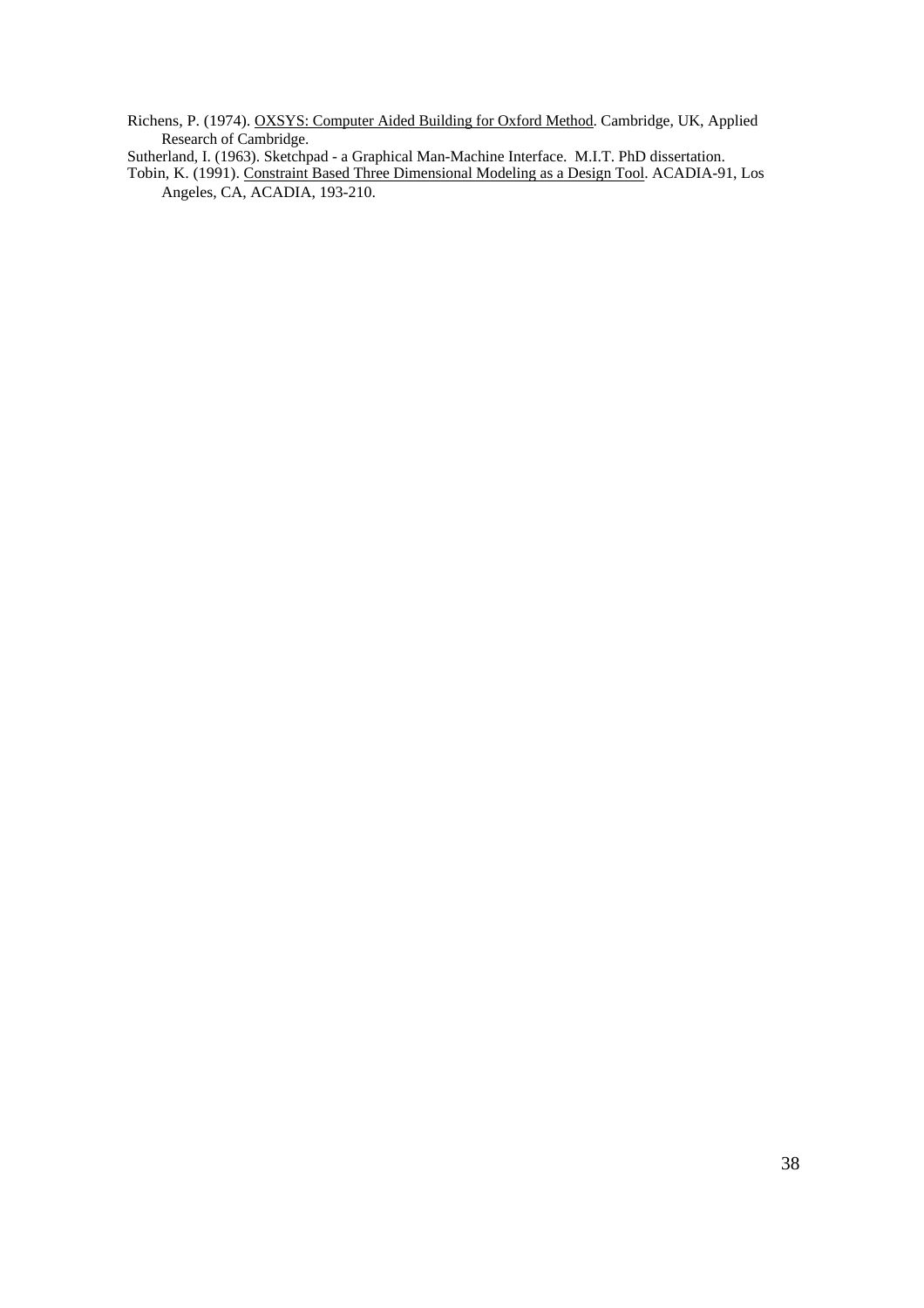Richens, P. (1974). OXSYS: Computer Aided Building for Oxford Method. Cambridge, UK, Applied Research of Cambridge.

Sutherland, I. (1963). Sketchpad - a Graphical Man-Machine Interface. M.I.T. PhD dissertation.

Tobin, K. (1991). Constraint Based Three Dimensional Modeling as a Design Tool. ACADIA-91, Los Angeles, CA, ACADIA, 193-210.